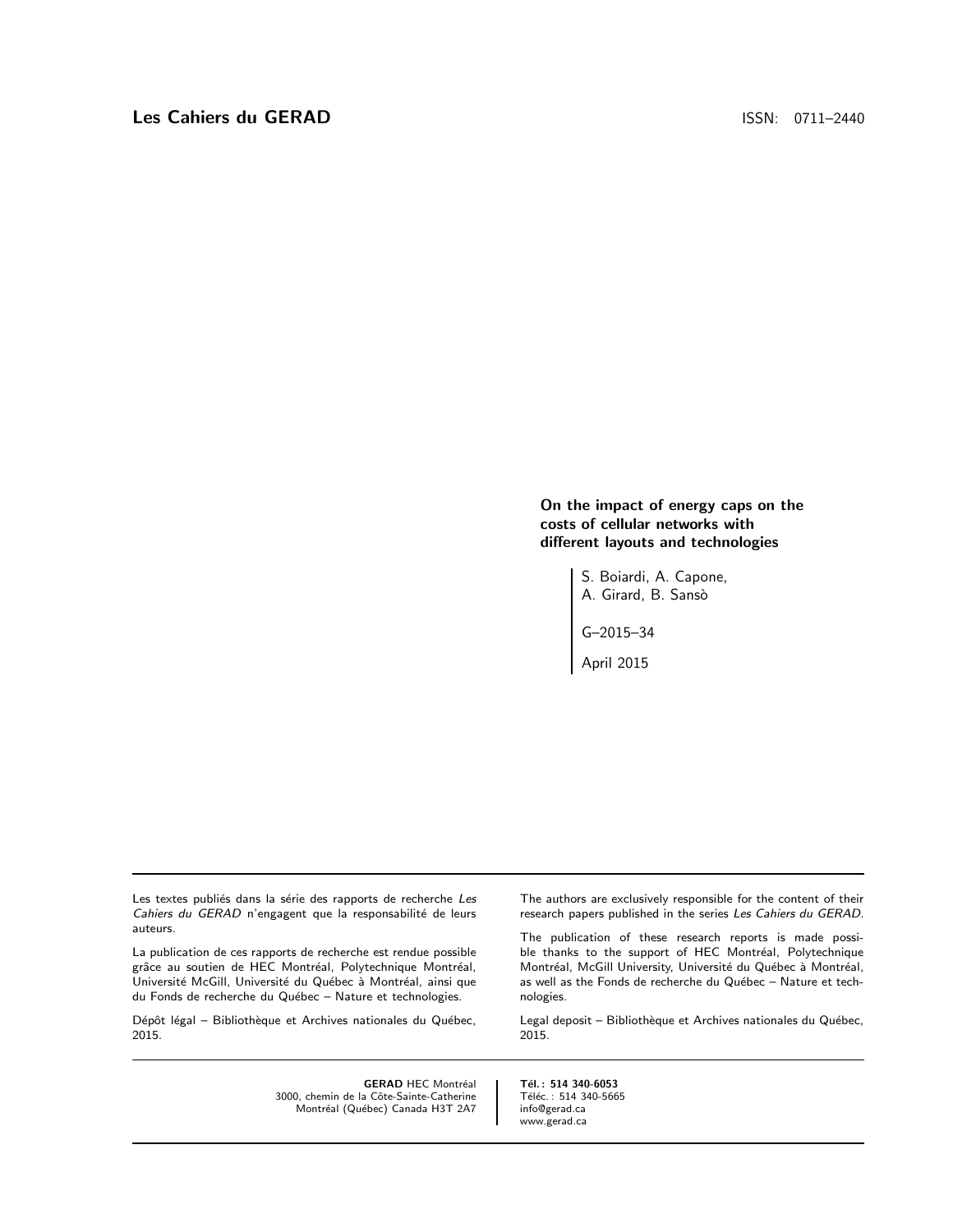**Les Cahiers du GERAD** ISSN: 0711–2440

# On the impact of energy caps on the costs of cellular networks with different layouts and technologies

S. Boiardi, A. Capone,
A. Girard, B. Sansò

G–2015–34

April 2015

Les textes publiés dans la série des rapports de recherche *Les Cahiers du GERAD* n'engagent que la responsabilité de leurs auteurs.

La publication de ces rapports de recherche est rendue possible grâce au soutien de HEC Montréal, Polytechnique Montréal, Université McGill, Université du Québec à Montréal, ainsi que du Fonds de recherche du Québec – Nature et technologies.

Dépôt légal – Bibliothèque et Archives nationales du Québec, 2015.

The authors are exclusively responsible for the content of their research papers published in the series *Les Cahiers du GERAD*.

The publication of these research reports is made possible thanks to the support of HEC Montréal, Polytechnique Montréal, McGill University, Université du Québec à Montréal, as well as the Fonds de recherche du Québec – Nature et technologies.

Legal deposit – Bibliothèque et Archives nationales du Québec, 2015.

**GERAD** HEC Montréal
3000, chemin de la Côte-Sainte-Catherine
Montréal (Québec) Canada H3T 2A7

**Tél. : 514 340-6053**
Téléc. : 514 340-5665
info@gerad.ca
www.gerad.ca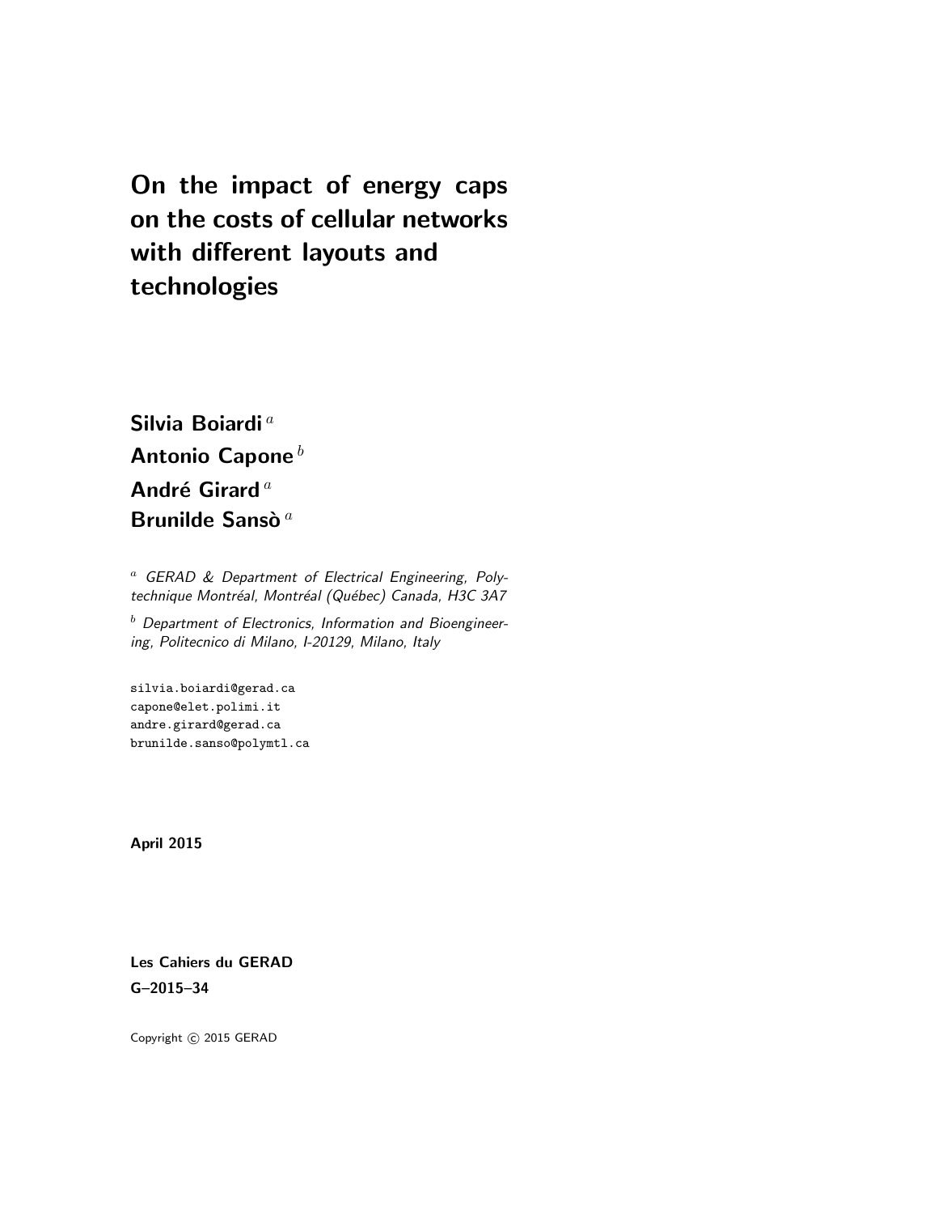# On the impact of energy caps on the costs of cellular networks with different layouts and technologies

**Silvia Boiardi** [a]
**Antonio Capone** [b]
**André Girard** [a]
**Brunilde Sansò** [a]

[a] *GERAD & Department of Electrical Engineering, Polytechnique Montréal, Montréal (Québec) Canada, H3C 3A7*

[b] *Department of Electronics, Information and Bioengineering, Politecnico di Milano, I-20129, Milano, Italy*

silvia.boiardi@gerad.ca
capone@elet.polimi.it
andre.girard@gerad.ca
brunilde.sanso@polymtl.ca

**April 2015**

**Les Cahiers du GERAD**
**G–2015–34**

Copyright © 2015 GERAD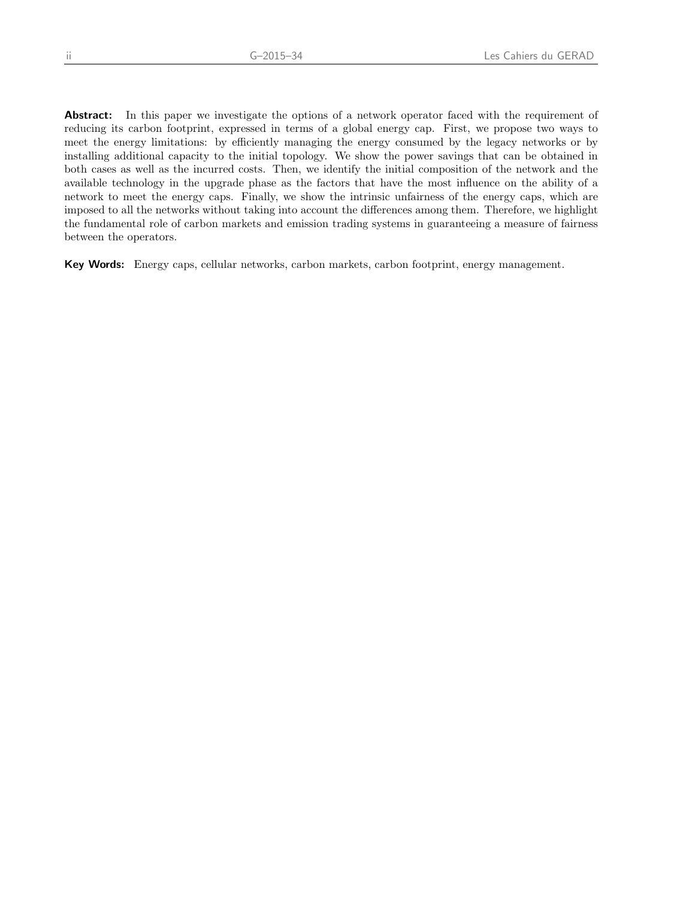**Abstract:** In this paper we investigate the options of a network operator faced with the requirement of reducing its carbon footprint, expressed in terms of a global energy cap. First, we propose two ways to meet the energy limitations: by efficiently managing the energy consumed by the legacy networks or by installing additional capacity to the initial topology. We show the power savings that can be obtained in both cases as well as the incurred costs. Then, we identify the initial composition of the network and the available technology in the upgrade phase as the factors that have the most influence on the ability of a network to meet the energy caps. Finally, we show the intrinsic unfairness of the energy caps, which are imposed to all the networks without taking into account the differences among them. Therefore, we highlight the fundamental role of carbon markets and emission trading systems in guaranteeing a measure of fairness between the operators.

**Key Words:** Energy caps, cellular networks, carbon markets, carbon footprint, energy management.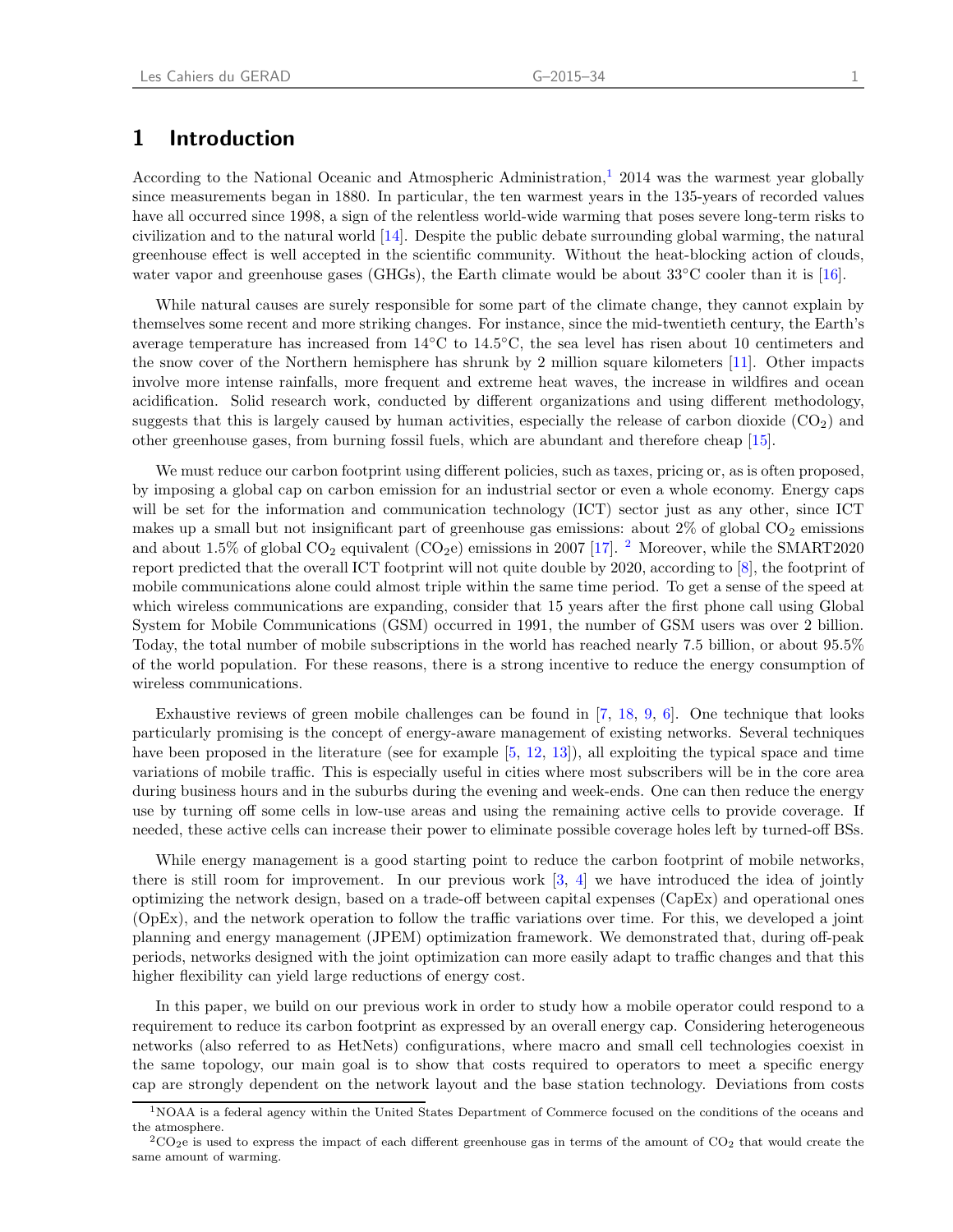# 1 Introduction

According to the National Oceanic and Atmospheric Administration,[1] 2014 was the warmest year globally since measurements began in 1880. In particular, the ten warmest years in the 135-years of recorded values have all occurred since 1998, a sign of the relentless world-wide warming that poses severe long-term risks to civilization and to the natural world [14]. Despite the public debate surrounding global warming, the natural greenhouse effect is well accepted in the scientific community. Without the heat-blocking action of clouds, water vapor and greenhouse gases (GHGs), the Earth climate would be about 33°C cooler than it is [16].

While natural causes are surely responsible for some part of the climate change, they cannot explain by themselves some recent and more striking changes. For instance, since the mid-twentieth century, the Earth's average temperature has increased from 14°C to 14.5°C, the sea level has risen about 10 centimeters and the snow cover of the Northern hemisphere has shrunk by 2 million square kilometers [11]. Other impacts involve more intense rainfalls, more frequent and extreme heat waves, the increase in wildfires and ocean acidification. Solid research work, conducted by different organizations and using different methodology, suggests that this is largely caused by human activities, especially the release of carbon dioxide ($CO_2$) and other greenhouse gases, from burning fossil fuels, which are abundant and therefore cheap [15].

We must reduce our carbon footprint using different policies, such as taxes, pricing or, as is often proposed, by imposing a global cap on carbon emission for an industrial sector or even a whole economy. Energy caps will be set for the information and communication technology (ICT) sector just as any other, since ICT makes up a small but not insignificant part of greenhouse gas emissions: about 2% of global $CO_2$ emissions and about 1.5% of global $CO_2$ equivalent ($CO_2e$) emissions in 2007 [17]. [2] Moreover, while the SMART2020 report predicted that the overall ICT footprint will not quite double by 2020, according to [8], the footprint of mobile communications alone could almost triple within the same time period. To get a sense of the speed at which wireless communications are expanding, consider that 15 years after the first phone call using Global System for Mobile Communications (GSM) occurred in 1991, the number of GSM users was over 2 billion. Today, the total number of mobile subscriptions in the world has reached nearly 7.5 billion, or about 95.5% of the world population. For these reasons, there is a strong incentive to reduce the energy consumption of wireless communications.

Exhaustive reviews of green mobile challenges can be found in [7, 18, 9, 6]. One technique that looks particularly promising is the concept of energy-aware management of existing networks. Several techniques have been proposed in the literature (see for example [5, 12, 13]), all exploiting the typical space and time variations of mobile traffic. This is especially useful in cities where most subscribers will be in the core area during business hours and in the suburbs during the evening and week-ends. One can then reduce the energy use by turning off some cells in low-use areas and using the remaining active cells to provide coverage. If needed, these active cells can increase their power to eliminate possible coverage holes left by turned-off BSs.

While energy management is a good starting point to reduce the carbon footprint of mobile networks, there is still room for improvement. In our previous work [3, 4] we have introduced the idea of jointly optimizing the network design, based on a trade-off between capital expenses (CapEx) and operational ones (OpEx), and the network operation to follow the traffic variations over time. For this, we developed a joint planning and energy management (JPEM) optimization framework. We demonstrated that, during off-peak periods, networks designed with the joint optimization can more easily adapt to traffic changes and that this higher flexibility can yield large reductions of energy cost.

In this paper, we build on our previous work in order to study how a mobile operator could respond to a requirement to reduce its carbon footprint as expressed by an overall energy cap. Considering heterogeneous networks (also referred to as HetNets) configurations, where macro and small cell technologies coexist in the same topology, our main goal is to show that costs required to operators to meet a specific energy cap are strongly dependent on the network layout and the base station technology. Deviations from costs

[1] NOAA is a federal agency within the United States Department of Commerce focused on the conditions of the oceans and the atmosphere.

[2] $CO_2e$ is used to express the impact of each different greenhouse gas in terms of the amount of $CO_2$ that would create the same amount of warming.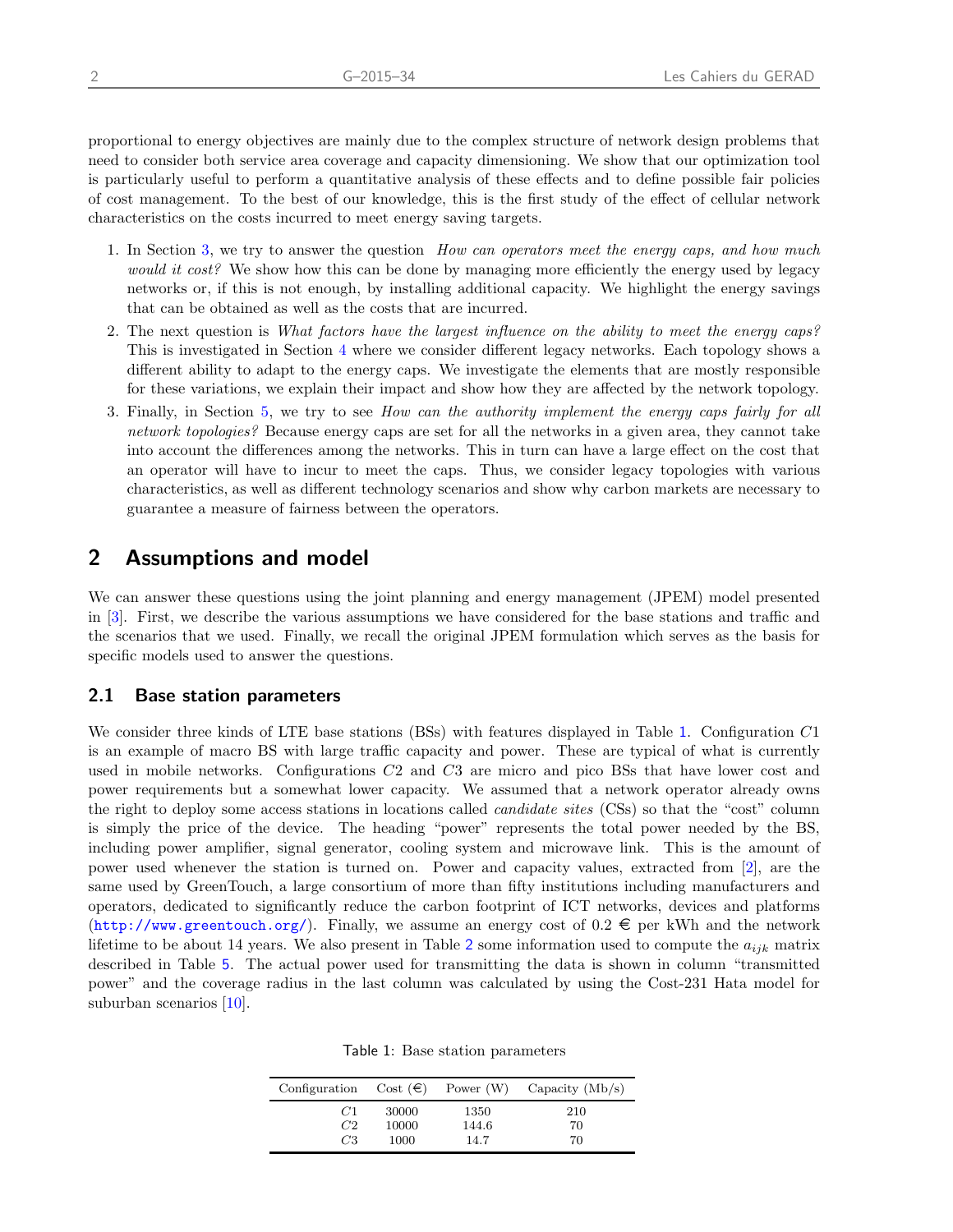proportional to energy objectives are mainly due to the complex structure of network design problems that need to consider both service area coverage and capacity dimensioning. We show that our optimization tool is particularly useful to perform a quantitative analysis of these effects and to define possible fair policies of cost management. To the best of our knowledge, this is the first study of the effect of cellular network characteristics on the costs incurred to meet energy saving targets.

1. In Section 3, we try to answer the question *How can operators meet the energy caps, and how much would it cost?* We show how this can be done by managing more efficiently the energy used by legacy networks or, if this is not enough, by installing additional capacity. We highlight the energy savings that can be obtained as well as the costs that are incurred.
2. The next question is *What factors have the largest influence on the ability to meet the energy caps?* This is investigated in Section 4 where we consider different legacy networks. Each topology shows a different ability to adapt to the energy caps. We investigate the elements that are mostly responsible for these variations, we explain their impact and show how they are affected by the network topology.
3. Finally, in Section 5, we try to see *How can the authority implement the energy caps fairly for all network topologies?* Because energy caps are set for all the networks in a given area, they cannot take into account the differences among the networks. This in turn can have a large effect on the cost that an operator will have to incur to meet the caps. Thus, we consider legacy topologies with various characteristics, as well as different technology scenarios and show why carbon markets are necessary to guarantee a measure of fairness between the operators.

## 2 Assumptions and model

We can answer these questions using the joint planning and energy management (JPEM) model presented in [3]. First, we describe the various assumptions we have considered for the base stations and traffic and the scenarios that we used. Finally, we recall the original JPEM formulation which serves as the basis for specific models used to answer the questions.

### 2.1 Base station parameters

We consider three kinds of LTE base stations (BSs) with features displayed in Table 1. Configuration $C1$ is an example of macro BS with large traffic capacity and power. These are typical of what is currently used in mobile networks. Configurations $C2$ and $C3$ are micro and pico BSs that have lower cost and power requirements but a somewhat lower capacity. We assumed that a network operator already owns the right to deploy some access stations in locations called *candidate sites* (CSs) so that the "cost" column is simply the price of the device. The heading "power" represents the total power needed by the BS, including power amplifier, signal generator, cooling system and microwave link. This is the amount of power used whenever the station is turned on. Power and capacity values, extracted from [2], are the same used by GreenTouch, a large consortium of more than fifty institutions including manufacturers and operators, dedicated to significantly reduce the carbon footprint of ICT networks, devices and platforms (http://www.greentouch.org/). Finally, we assume an energy cost of 0.2 € per kWh and the network lifetime to be about 14 years. We also present in Table 2 some information used to compute the $a_{ijk}$ matrix described in Table 5. The actual power used for transmitting the data is shown in column "transmitted power" and the coverage radius in the last column was calculated by using the Cost-231 Hata model for suburban scenarios [10].

Table 1: Base station parameters

| Configuration | Cost (€) | Power (W) | Capacity (Mb/s) |
|---|---|---|---|
| $C1$ | 30000 | 1350 | 210 |
| $C2$ | 10000 | 144.6 | 70 |
| $C3$ | 1000 | 14.7 | 70 |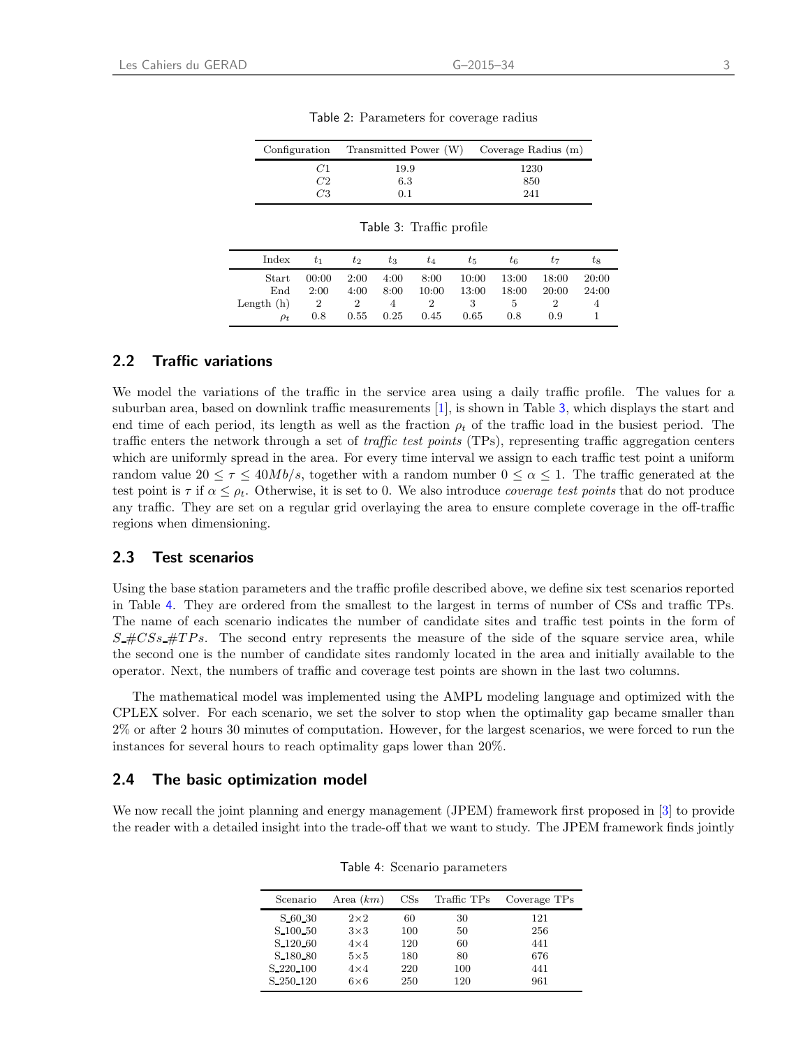Table 2: Parameters for coverage radius

| Configuration | Transmitted Power (W) | Coverage Radius (m) |
|---|---|---|
| $C1$ | 19.9 | 1230 |
| $C2$ | 6.3 | 850 |
| $C3$ | 0.1 | 241 |

Table 3: Traffic profile

| Index | $t_1$ | $t_2$ | $t_3$ | $t_4$ | $t_5$ | $t_6$ | $t_7$ | $t_8$ |
|---|---|---|---|---|---|---|---|---|
| Start | 00:00 | 2:00 | 4:00 | 8:00 | 10:00 | 13:00 | 18:00 | 20:00 |
| End | 2:00 | 4:00 | 8:00 | 10:00 | 13:00 | 18:00 | 20:00 | 24:00 |
| Length (h) | 2 | 2 | 4 | 2 | 3 | 5 | 2 | 4 |
| $\rho_t$ | 0.8 | 0.55 | 0.25 | 0.45 | 0.65 | 0.8 | 0.9 | 1 |

## 2.2 Traffic variations

We model the variations of the traffic in the service area using a daily traffic profile. The values for a suburban area, based on downlink traffic measurements [1], is shown in Table 3, which displays the start and end time of each period, its length as well as the fraction $\rho_t$ of the traffic load in the busiest period. The traffic enters the network through a set of *traffic test points* (TPs), representing traffic aggregation centers which are uniformly spread in the area. For every time interval we assign to each traffic test point a uniform random value $20 \leq \tau \leq 40Mb/s$, together with a random number $0 \leq \alpha \leq 1$. The traffic generated at the test point is $\tau$ if $\alpha \leq \rho_t$. Otherwise, it is set to 0. We also introduce *coverage test points* that do not produce any traffic. They are set on a regular grid overlaying the area to ensure complete coverage in the off-traffic regions when dimensioning.

## 2.3 Test scenarios

Using the base station parameters and the traffic profile described above, we define six test scenarios reported in Table 4. They are ordered from the smallest to the largest in terms of number of CSs and traffic TPs. The name of each scenario indicates the number of candidate sites and traffic test points in the form of $S\_\#CSs\_\#TPs$. The second entry represents the measure of the side of the square service area, while the second one is the number of candidate sites randomly located in the area and initially available to the operator. Next, the numbers of traffic and coverage test points are shown in the last two columns.

The mathematical model was implemented using the AMPL modeling language and optimized with the CPLEX solver. For each scenario, we set the solver to stop when the optimality gap became smaller than 2% or after 2 hours 30 minutes of computation. However, for the largest scenarios, we were forced to run the instances for several hours to reach optimality gaps lower than 20%.

## 2.4 The basic optimization model

We now recall the joint planning and energy management (JPEM) framework first proposed in [3] to provide the reader with a detailed insight into the trade-off that we want to study. The JPEM framework finds jointly

Table 4: Scenario parameters

| Scenario | Area ($km$) | CSs | Traffic TPs | Coverage TPs |
|---|---|---|---|---|
| S_60_30 | 2×2 | 60 | 30 | 121 |
| S_100_50 | 3×3 | 100 | 50 | 256 |
| S_120_60 | 4×4 | 120 | 60 | 441 |
| S_180_80 | 5×5 | 180 | 80 | 676 |
| S_220_100 | 4×4 | 220 | 100 | 441 |
| S_250_120 | 6×6 | 250 | 120 | 961 |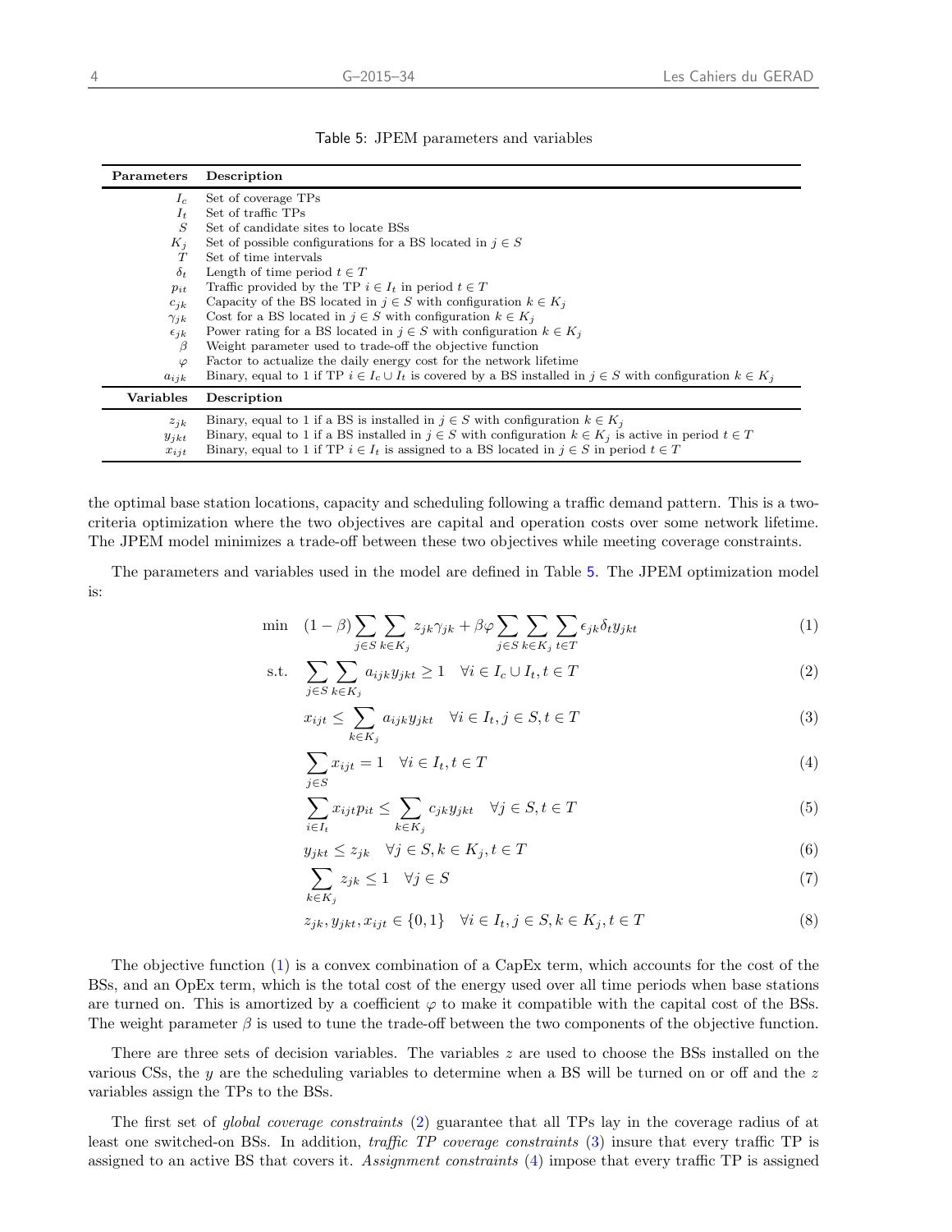Table 5: JPEM parameters and variables

| Parameters | Description |
|---|---|
| $I_c$ | Set of coverage TPs |
| $I_t$ | Set of traffic TPs |
| $S$ | Set of candidate sites to locate BSs |
| $K_j$ | Set of possible configurations for a BS located in $j \in S$ |
| $T$ | Set of time intervals |
| $\delta_t$ | Length of time period $t \in T$ |
| $p_{it}$ | Traffic provided by the TP $i \in I_t$ in period $t \in T$ |
| $c_{jk}$ | Capacity of the BS located in $j \in S$ with configuration $k \in K_j$ |
| $\gamma_{jk}$ | Cost for a BS located in $j \in S$ with configuration $k \in K_j$ |
| $\epsilon_{jk}$ | Power rating for a BS located in $j \in S$ with configuration $k \in K_j$ |
| $\beta$ | Weight parameter used to trade-off the objective function |
| $\varphi$ | Factor to actualize the daily energy cost for the network lifetime |
| $a_{ijk}$ | Binary, equal to 1 if TP $i \in I_c \cup I_t$ is covered by a BS installed in $j \in S$ with configuration $k \in K_j$ |
| **Variables** | **Description** |
| $z_{jk}$ | Binary, equal to 1 if a BS is installed in $j \in S$ with configuration $k \in K_j$ |
| $y_{jkt}$ | Binary, equal to 1 if a BS installed in $j \in S$ with configuration $k \in K_j$ is active in period $t \in T$ |
| $x_{ijt}$ | Binary, equal to 1 if TP $i \in I_t$ is assigned to a BS located in $j \in S$ in period $t \in T$ |

the optimal base station locations, capacity and scheduling following a traffic demand pattern. This is a two-criteria optimization where the two objectives are capital and operation costs over some network lifetime. The JPEM model minimizes a trade-off between these two objectives while meeting coverage constraints.

The parameters and variables used in the model are defined in Table 5. The JPEM optimization model is:

$$\min \quad (1-\beta)\sum_{j\in S}\sum_{k\in K_j} z_{jk}\gamma_{jk} + \beta\varphi\sum_{j\in S}\sum_{k\in K_j}\sum_{t\in T}\epsilon_{jk}\delta_t y_{jkt} \tag{1}$$

$$\text{s.t.} \quad \sum_{j\in S}\sum_{k\in K_j} a_{ijk}y_{jkt} \geq 1 \quad \forall i \in I_c \cup I_t, t \in T \tag{2}$$

$$x_{ijt} \leq \sum_{k\in K_j} a_{ijk}y_{jkt} \quad \forall i \in I_t, j \in S, t \in T \tag{3}$$

$$\sum_{j\in S} x_{ijt} = 1 \quad \forall i \in I_t, t \in T \tag{4}$$

$$\sum_{i\in I_t} x_{ijt}p_{it} \leq \sum_{k\in K_j} c_{jk}y_{jkt} \quad \forall j \in S, t \in T \tag{5}$$

$$y_{jkt} \leq z_{jk} \quad \forall j \in S, k \in K_j, t \in T \tag{6}$$

$$\sum_{k\in K_j} z_{jk} \leq 1 \quad \forall j \in S \tag{7}$$

$$z_{jk}, y_{jkt}, x_{ijt} \in \{0,1\} \quad \forall i \in I_t, j \in S, k \in K_j, t \in T \tag{8}$$

The objective function (1) is a convex combination of a CapEx term, which accounts for the cost of the BSs, and an OpEx term, which is the total cost of the energy used over all time periods when base stations are turned on. This is amortized by a coefficient $\varphi$ to make it compatible with the capital cost of the BSs. The weight parameter $\beta$ is used to tune the trade-off between the two components of the objective function.

There are three sets of decision variables. The variables $z$ are used to choose the BSs installed on the various CSs, the $y$ are the scheduling variables to determine when a BS will be turned on or off and the $z$ variables assign the TPs to the BSs.

The first set of *global coverage constraints* (2) guarantee that all TPs lay in the coverage radius of at least one switched-on BSs. In addition, *traffic TP coverage constraints* (3) insure that every traffic TP is assigned to an active BS that covers it. *Assignment constraints* (4) impose that every traffic TP is assigned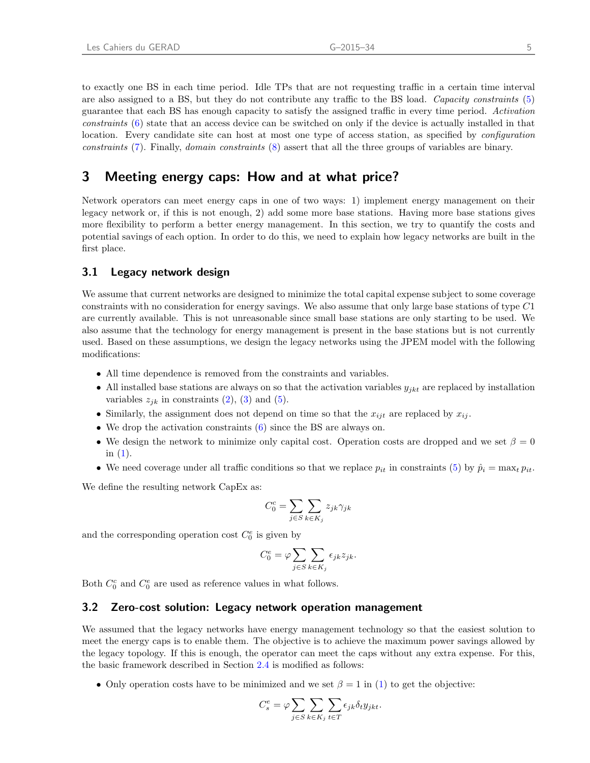to exactly one BS in each time period. Idle TPs that are not requesting traffic in a certain time interval are also assigned to a BS, but they do not contribute any traffic to the BS load. *Capacity constraints* (5) guarantee that each BS has enough capacity to satisfy the assigned traffic in every time period. *Activation constraints* (6) state that an access device can be switched on only if the device is actually installed in that location. Every candidate site can host at most one type of access station, as specified by *configuration constraints* (7). Finally, *domain constraints* (8) assert that all the three groups of variables are binary.

# 3 Meeting energy caps: How and at what price?

Network operators can meet energy caps in one of two ways: 1) implement energy management on their legacy network or, if this is not enough, 2) add some more base stations. Having more base stations gives more flexibility to perform a better energy management. In this section, we try to quantify the costs and potential savings of each option. In order to do this, we need to explain how legacy networks are built in the first place.

## 3.1 Legacy network design

We assume that current networks are designed to minimize the total capital expense subject to some coverage constraints with no consideration for energy savings. We also assume that only large base stations of type $C1$ are currently available. This is not unreasonable since small base stations are only starting to be used. We also assume that the technology for energy management is present in the base stations but is not currently used. Based on these assumptions, we design the legacy networks using the JPEM model with the following modifications:

- All time dependence is removed from the constraints and variables.
- All installed base stations are always on so that the activation variables $y_{jkt}$ are replaced by installation variables $z_{jk}$ in constraints (2), (3) and (5).
- Similarly, the assignment does not depend on time so that the $x_{ijt}$ are replaced by $x_{ij}$.
- We drop the activation constraints (6) since the BS are always on.
- We design the network to minimize only capital cost. Operation costs are dropped and we set $\beta = 0$ in (1).
- We need coverage under all traffic conditions so that we replace $p_{it}$ in constraints (5) by $\hat{p}_i = \max_t p_{it}$.

We define the resulting network CapEx as:

$$C_0^c = \sum_{j \in S} \sum_{k \in K_j} z_{jk} \gamma_{jk}$$

and the corresponding operation cost $C_0^e$ is given by

$$C_0^e = \varphi \sum_{j \in S} \sum_{k \in K_j} \epsilon_{jk} z_{jk}.$$

Both $C_0^c$ and $C_0^e$ are used as reference values in what follows.

## 3.2 Zero-cost solution: Legacy network operation management

We assumed that the legacy networks have energy management technology so that the easiest solution to meet the energy caps is to enable them. The objective is to achieve the maximum power savings allowed by the legacy topology. If this is enough, the operator can meet the caps without any extra expense. For this, the basic framework described in Section 2.4 is modified as follows:

- Only operation costs have to be minimized and we set $\beta = 1$ in (1) to get the objective:

$$C_s^e = \varphi \sum_{j \in S} \sum_{k \in K_j} \sum_{t \in T} \epsilon_{jk} \delta_t y_{jkt}.$$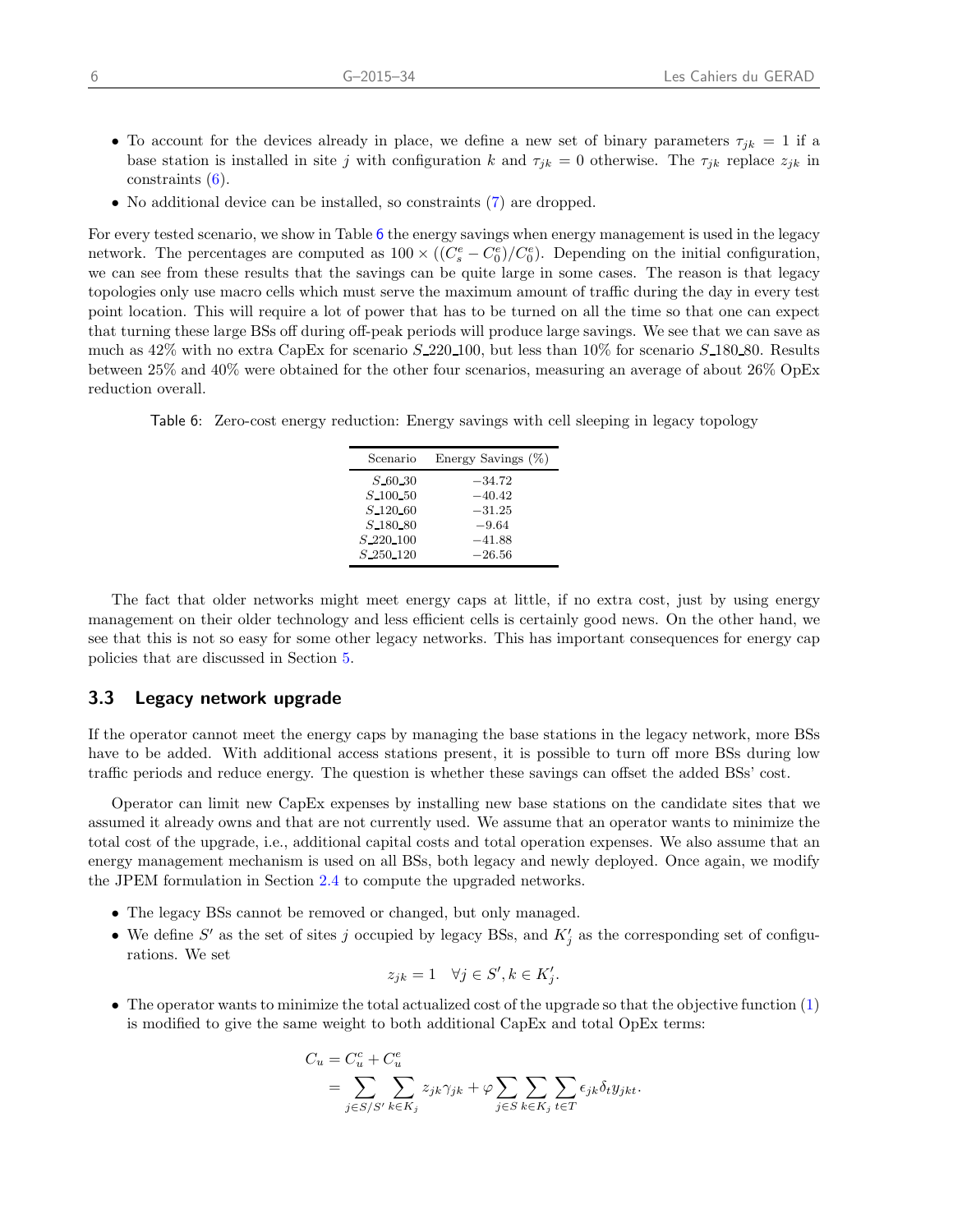- To account for the devices already in place, we define a new set of binary parameters $\tau_{jk} = 1$ if a base station is installed in site $j$ with configuration $k$ and $\tau_{jk} = 0$ otherwise. The $\tau_{jk}$ replace $z_{jk}$ in constraints (6).
- No additional device can be installed, so constraints (7) are dropped.

For every tested scenario, we show in Table 6 the energy savings when energy management is used in the legacy network. The percentages are computed as $100 \times ((C_s^e - C_0^e)/C_0^e)$. Depending on the initial configuration, we can see from these results that the savings can be quite large in some cases. The reason is that legacy topologies only use macro cells which must serve the maximum amount of traffic during the day in every test point location. This will require a lot of power that has to be turned on all the time so that one can expect that turning these large BSs off during off-peak periods will produce large savings. We see that we can save as much as 42% with no extra CapEx for scenario $S\_220\_100$, but less than 10% for scenario $S\_180\_80$. Results between 25% and 40% were obtained for the other four scenarios, measuring an average of about 26% OpEx reduction overall.

Table 6: Zero-cost energy reduction: Energy savings with cell sleeping in legacy topology

| Scenario | Energy Savings (%) |
|---|---|
| $S\_60\_30$ | −34.72 |
| $S\_100\_50$ | −40.42 |
| $S\_120\_60$ | −31.25 |
| $S\_180\_80$ | −9.64 |
| $S\_220\_100$ | −41.88 |
| $S\_250\_120$ | −26.56 |

The fact that older networks might meet energy caps at little, if no extra cost, just by using energy management on their older technology and less efficient cells is certainly good news. On the other hand, we see that this is not so easy for some other legacy networks. This has important consequences for energy cap policies that are discussed in Section 5.

## 3.3 Legacy network upgrade

If the operator cannot meet the energy caps by managing the base stations in the legacy network, more BSs have to be added. With additional access stations present, it is possible to turn off more BSs during low traffic periods and reduce energy. The question is whether these savings can offset the added BSs' cost.

Operator can limit new CapEx expenses by installing new base stations on the candidate sites that we assumed it already owns and that are not currently used. We assume that an operator wants to minimize the total cost of the upgrade, i.e., additional capital costs and total operation expenses. We also assume that an energy management mechanism is used on all BSs, both legacy and newly deployed. Once again, we modify the JPEM formulation in Section 2.4 to compute the upgraded networks.

- The legacy BSs cannot be removed or changed, but only managed.
- We define $S'$ as the set of sites $j$ occupied by legacy BSs, and $K'_j$ as the corresponding set of configurations. We set

$$z_{jk} = 1 \quad \forall j \in S', k \in K'_j.$$

- The operator wants to minimize the total actualized cost of the upgrade so that the objective function (1) is modified to give the same weight to both additional CapEx and total OpEx terms:

$$\begin{aligned} C_u &= C_u^c + C_u^e \\ &= \sum_{j \in S/S'} \sum_{k \in K_j} z_{jk}\gamma_{jk} + \varphi \sum_{j \in S} \sum_{k \in K_j} \sum_{t \in T} \epsilon_{jk}\delta_t y_{jkt}. \end{aligned}$$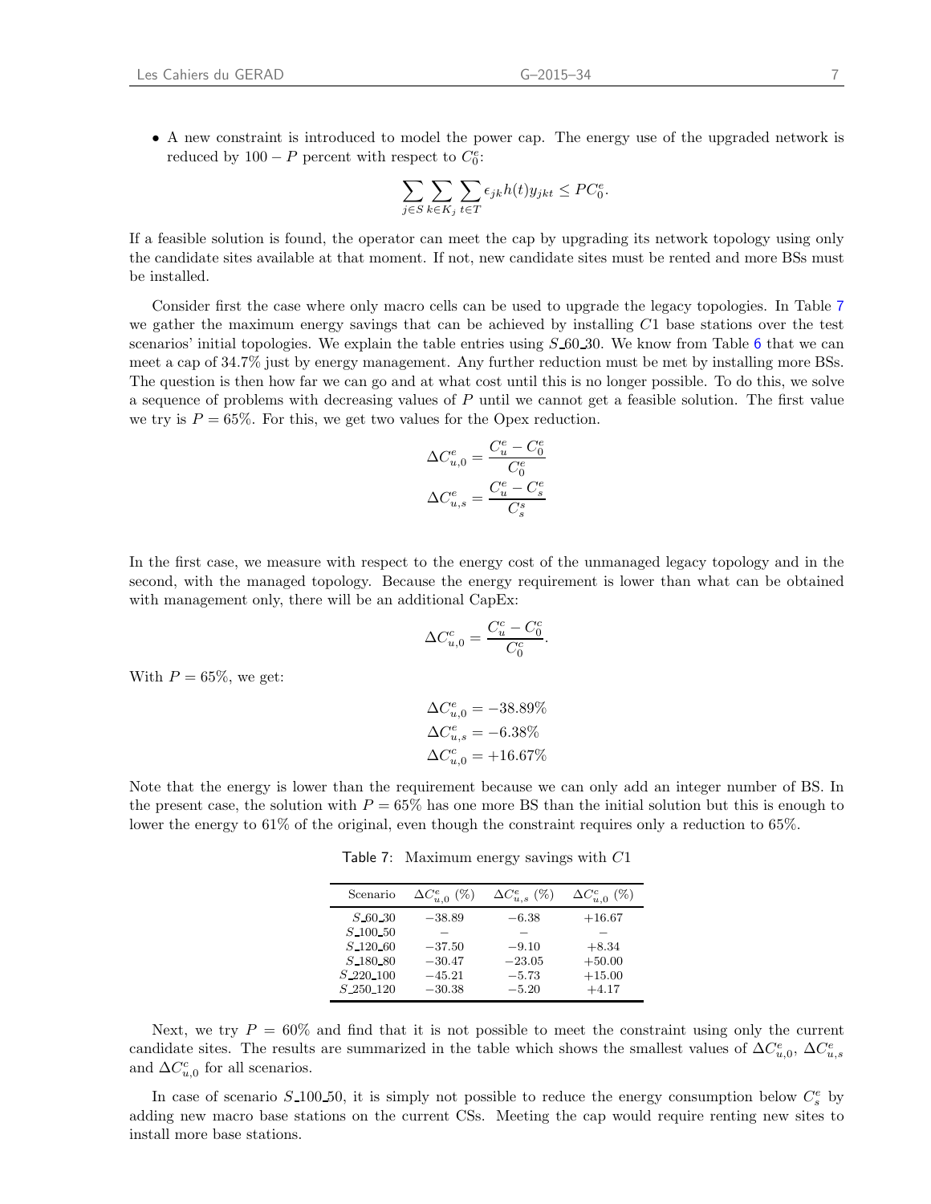- A new constraint is introduced to model the power cap. The energy use of the upgraded network is reduced by $100 - P$ percent with respect to $C_0^e$:

$$\sum_{j \in S} \sum_{k \in K_j} \sum_{t \in T} \epsilon_{jk} h(t) y_{jkt} \leq P C_0^e.$$

If a feasible solution is found, the operator can meet the cap by upgrading its network topology using only the candidate sites available at that moment. If not, new candidate sites must be rented and more BSs must be installed.

Consider first the case where only macro cells can be used to upgrade the legacy topologies. In Table 7 we gather the maximum energy savings that can be achieved by installing $C1$ base stations over the test scenarios' initial topologies. We explain the table entries using $S\_60\_30$. We know from Table 6 that we can meet a cap of 34.7% just by energy management. Any further reduction must be met by installing more BSs. The question is then how far we can go and at what cost until this is no longer possible. To do this, we solve a sequence of problems with decreasing values of $P$ until we cannot get a feasible solution. The first value we try is $P = 65\%$. For this, we get two values for the Opex reduction.

$$\Delta C_{u,0}^e = \frac{C_u^e - C_0^e}{C_0^e}$$

$$\Delta C_{u,s}^e = \frac{C_u^e - C_s^e}{C_s^s}$$

In the first case, we measure with respect to the energy cost of the unmanaged legacy topology and in the second, with the managed topology. Because the energy requirement is lower than what can be obtained with management only, there will be an additional CapEx:

$$\Delta C_{u,0}^c = \frac{C_u^c - C_0^c}{C_0^c}.$$

With $P = 65\%$, we get:

$$\Delta C_{u,0}^e = -38.89\%$$

$$\Delta C_{u,s}^e = -6.38\%$$

$$\Delta C_{u,0}^c = +16.67\%$$

Note that the energy is lower than the requirement because we can only add an integer number of BS. In the present case, the solution with $P = 65\%$ has one more BS than the initial solution but this is enough to lower the energy to 61% of the original, even though the constraint requires only a reduction to 65%.

Table 7: Maximum energy savings with $C1$

| Scenario | $\Delta C_{u,0}^e$ (%) | $\Delta C_{u,s}^e$ (%) | $\Delta C_{u,0}^c$ (%) |
|---|---|---|---|
| $S\_60\_30$ | $-38.89$ | $-6.38$ | $+16.67$ |
| $S\_100\_50$ | – | – | – |
| $S\_120\_60$ | $-37.50$ | $-9.10$ | $+8.34$ |
| $S\_180\_80$ | $-30.47$ | $-23.05$ | $+50.00$ |
| $S\_220\_100$ | $-45.21$ | $-5.73$ | $+15.00$ |
| $S\_250\_120$ | $-30.38$ | $-5.20$ | $+4.17$ |

Next, we try $P = 60\%$ and find that it is not possible to meet the constraint using only the current candidate sites. The results are summarized in the table which shows the smallest values of $\Delta C_{u,0}^e$, $\Delta C_{u,s}^e$ and $\Delta C_{u,0}^c$ for all scenarios.

In case of scenario $S\_100\_50$, it is simply not possible to reduce the energy consumption below $C_s^e$ by adding new macro base stations on the current CSs. Meeting the cap would require renting new sites to install more base stations.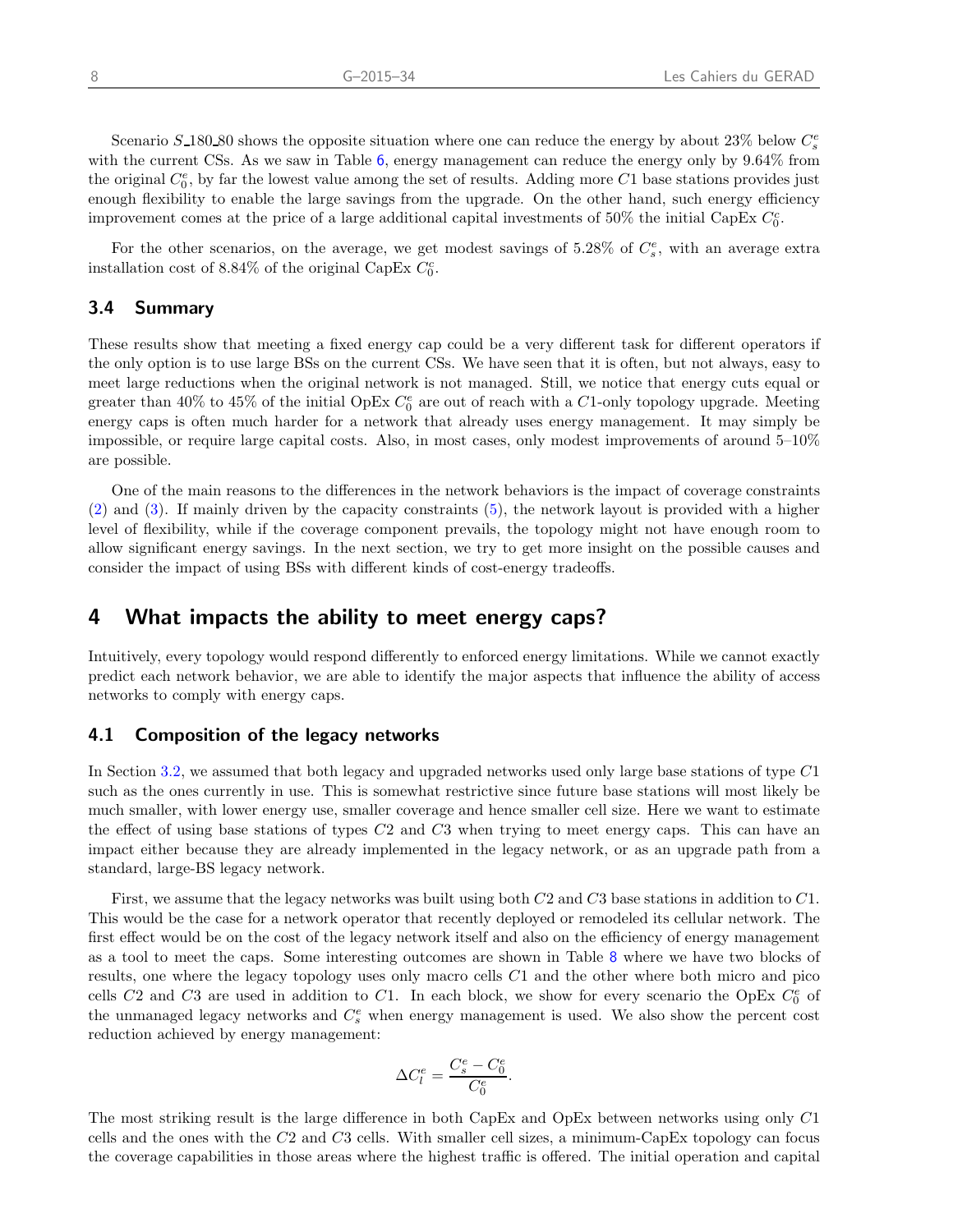Scenario $S\_180\_80$ shows the opposite situation where one can reduce the energy by about 23% below $C^e_s$ with the current CSs. As we saw in Table 6, energy management can reduce the energy only by 9.64% from the original $C^e_0$, by far the lowest value among the set of results. Adding more $C1$ base stations provides just enough flexibility to enable the large savings from the upgrade. On the other hand, such energy efficiency improvement comes at the price of a large additional capital investments of 50% the initial CapEx $C^c_0$.

For the other scenarios, on the average, we get modest savings of 5.28% of $C^e_s$, with an average extra installation cost of 8.84% of the original CapEx $C^c_0$.

### 3.4 Summary

These results show that meeting a fixed energy cap could be a very different task for different operators if the only option is to use large BSs on the current CSs. We have seen that it is often, but not always, easy to meet large reductions when the original network is not managed. Still, we notice that energy cuts equal or greater than 40% to 45% of the initial OpEx $C^e_0$ are out of reach with a $C1$-only topology upgrade. Meeting energy caps is often much harder for a network that already uses energy management. It may simply be impossible, or require large capital costs. Also, in most cases, only modest improvements of around 5–10% are possible.

One of the main reasons to the differences in the network behaviors is the impact of coverage constraints (2) and (3). If mainly driven by the capacity constraints (5), the network layout is provided with a higher level of flexibility, while if the coverage component prevails, the topology might not have enough room to allow significant energy savings. In the next section, we try to get more insight on the possible causes and consider the impact of using BSs with different kinds of cost-energy tradeoffs.

## 4 What impacts the ability to meet energy caps?

Intuitively, every topology would respond differently to enforced energy limitations. While we cannot exactly predict each network behavior, we are able to identify the major aspects that influence the ability of access networks to comply with energy caps.

### 4.1 Composition of the legacy networks

In Section 3.2, we assumed that both legacy and upgraded networks used only large base stations of type $C1$ such as the ones currently in use. This is somewhat restrictive since future base stations will most likely be much smaller, with lower energy use, smaller coverage and hence smaller cell size. Here we want to estimate the effect of using base stations of types $C2$ and $C3$ when trying to meet energy caps. This can have an impact either because they are already implemented in the legacy network, or as an upgrade path from a standard, large-BS legacy network.

First, we assume that the legacy networks was built using both $C2$ and $C3$ base stations in addition to $C1$. This would be the case for a network operator that recently deployed or remodeled its cellular network. The first effect would be on the cost of the legacy network itself and also on the efficiency of energy management as a tool to meet the caps. Some interesting outcomes are shown in Table 8 where we have two blocks of results, one where the legacy topology uses only macro cells $C1$ and the other where both micro and pico cells $C2$ and $C3$ are used in addition to $C1$. In each block, we show for every scenario the OpEx $C^e_0$ of the unmanaged legacy networks and $C^e_s$ when energy management is used. We also show the percent cost reduction achieved by energy management:

$$\Delta C^e_l = \frac{C^e_s - C^e_0}{C^e_0}.$$

The most striking result is the large difference in both CapEx and OpEx between networks using only $C1$ cells and the ones with the $C2$ and $C3$ cells. With smaller cell sizes, a minimum-CapEx topology can focus the coverage capabilities in those areas where the highest traffic is offered. The initial operation and capital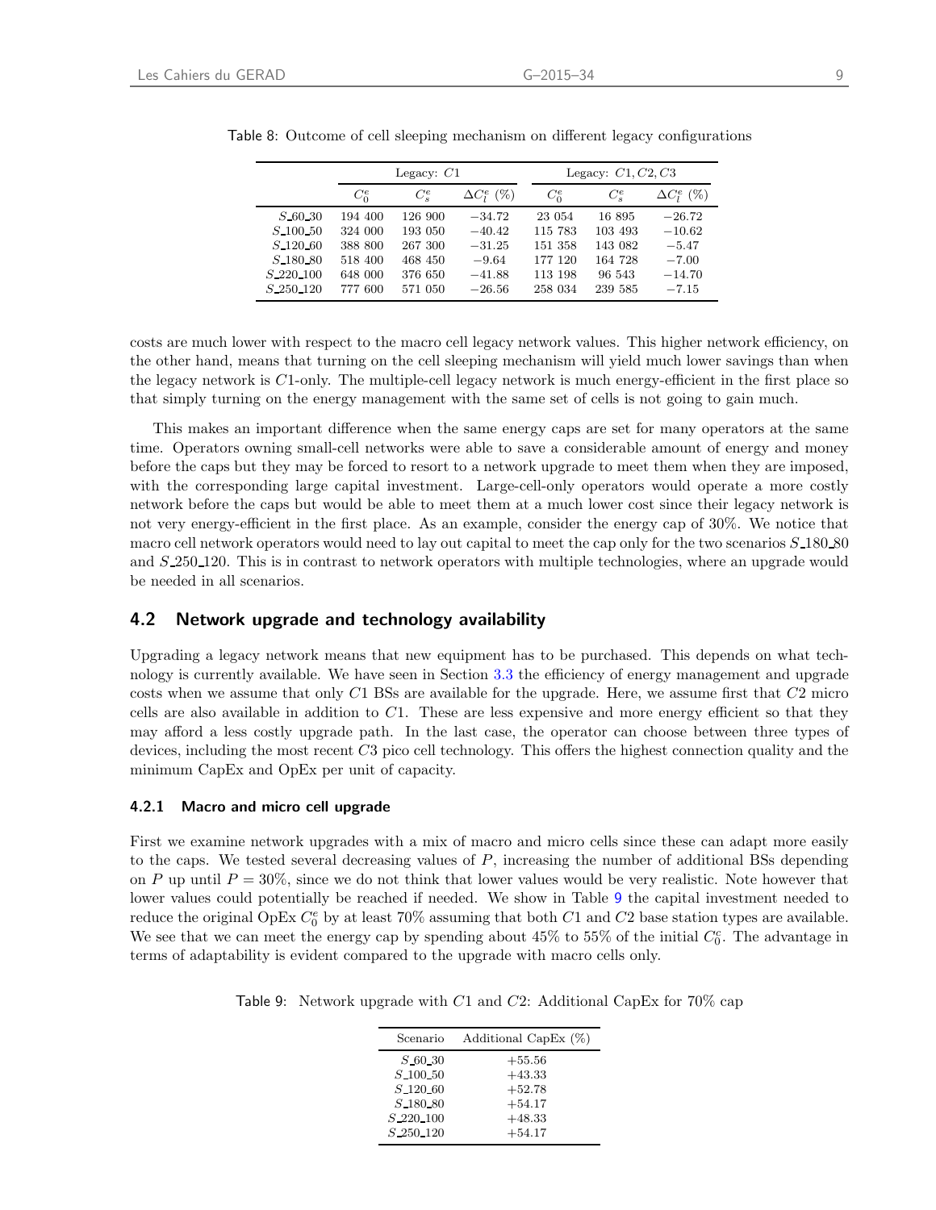Table 8: Outcome of cell sleeping mechanism on different legacy configurations

| | Legacy: $C1$ | | | Legacy: $C1, C2, C3$ | | |
|---|---|---|---|---|---|---|
| | $C_0^e$ | $C_s^e$ | $\Delta C_l^e$ (%) | $C_0^e$ | $C_s^e$ | $\Delta C_l^e$ (%) |
| $S\_60\_30$ | 194 400 | 126 900 | −34.72 | 23 054 | 16 895 | −26.72 |
| $S\_100\_50$ | 324 000 | 193 050 | −40.42 | 115 783 | 103 493 | −10.62 |
| $S\_120\_60$ | 388 800 | 267 300 | −31.25 | 151 358 | 143 082 | −5.47 |
| $S\_180\_80$ | 518 400 | 468 450 | −9.64 | 177 120 | 164 728 | −7.00 |
| $S\_220\_100$ | 648 000 | 376 650 | −41.88 | 113 198 | 96 543 | −14.70 |
| $S\_250\_120$ | 777 600 | 571 050 | −26.56 | 258 034 | 239 585 | −7.15 |

costs are much lower with respect to the macro cell legacy network values. This higher network efficiency, on the other hand, means that turning on the cell sleeping mechanism will yield much lower savings than when the legacy network is $C1$-only. The multiple-cell legacy network is much energy-efficient in the first place so that simply turning on the energy management with the same set of cells is not going to gain much.

This makes an important difference when the same energy caps are set for many operators at the same time. Operators owning small-cell networks were able to save a considerable amount of energy and money before the caps but they may be forced to resort to a network upgrade to meet them when they are imposed, with the corresponding large capital investment. Large-cell-only operators would operate a more costly network before the caps but would be able to meet them at a much lower cost since their legacy network is not very energy-efficient in the first place. As an example, consider the energy cap of 30%. We notice that macro cell network operators would need to lay out capital to meet the cap only for the two scenarios $S\_180\_80$ and $S\_250\_120$. This is in contrast to network operators with multiple technologies, where an upgrade would be needed in all scenarios.

## 4.2 Network upgrade and technology availability

Upgrading a legacy network means that new equipment has to be purchased. This depends on what technology is currently available. We have seen in Section 3.3 the efficiency of energy management and upgrade costs when we assume that only $C1$ BSs are available for the upgrade. Here, we assume first that $C2$ micro cells are also available in addition to $C1$. These are less expensive and more energy efficient so that they may afford a less costly upgrade path. In the last case, the operator can choose between three types of devices, including the most recent $C3$ pico cell technology. This offers the highest connection quality and the minimum CapEx and OpEx per unit of capacity.

### 4.2.1 Macro and micro cell upgrade

First we examine network upgrades with a mix of macro and micro cells since these can adapt more easily to the caps. We tested several decreasing values of $P$, increasing the number of additional BSs depending on $P$ up until $P = 30\%$, since we do not think that lower values would be very realistic. Note however that lower values could potentially be reached if needed. We show in Table 9 the capital investment needed to reduce the original OpEx $C_0^e$ by at least 70% assuming that both $C1$ and $C2$ base station types are available. We see that we can meet the energy cap by spending about 45% to 55% of the initial $C_0^e$. The advantage in terms of adaptability is evident compared to the upgrade with macro cells only.

Table 9: Network upgrade with $C1$ and $C2$: Additional CapEx for 70% cap

| Scenario | Additional CapEx (%) |
|---|---|
| $S\_60\_30$ | +55.56 |
| $S\_100\_50$ | +43.33 |
| $S\_120\_60$ | +52.78 |
| $S\_180\_80$ | +54.17 |
| $S\_220\_100$ | +48.33 |
| $S\_250\_120$ | +54.17 |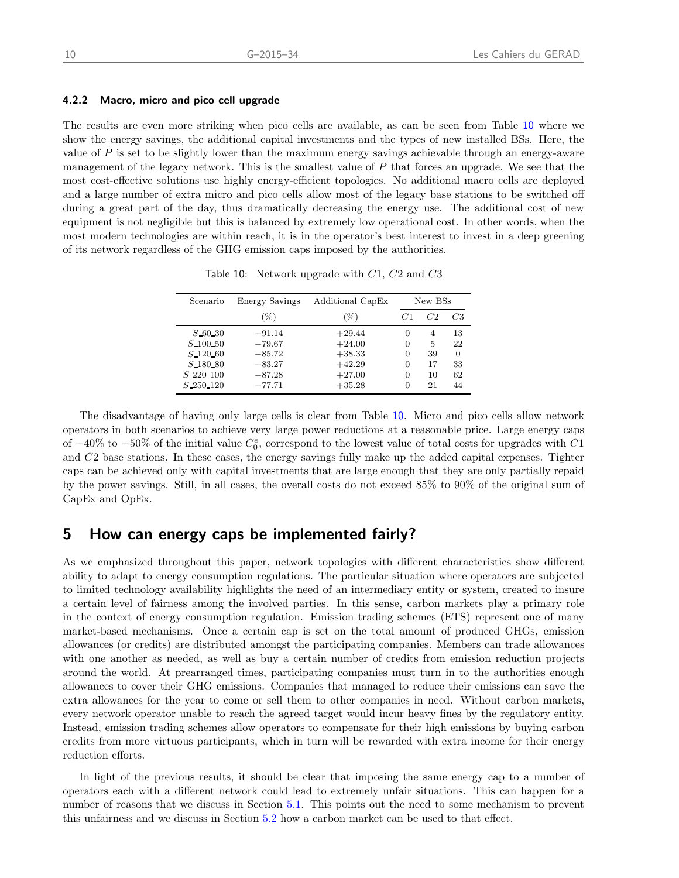#### 4.2.2 Macro, micro and pico cell upgrade

The results are even more striking when pico cells are available, as can be seen from Table 10 where we show the energy savings, the additional capital investments and the types of new installed BSs. Here, the value of $P$ is set to be slightly lower than the maximum energy savings achievable through an energy-aware management of the legacy network. This is the smallest value of $P$ that forces an upgrade. We see that the most cost-effective solutions use highly energy-efficient topologies. No additional macro cells are deployed and a large number of extra micro and pico cells allow most of the legacy base stations to be switched off during a great part of the day, thus dramatically decreasing the energy use. The additional cost of new equipment is not negligible but this is balanced by extremely low operational cost. In other words, when the most modern technologies are within reach, it is in the operator's best interest to invest in a deep greening of its network regardless of the GHG emission caps imposed by the authorities.

Table 10: Network upgrade with $C1$, $C2$ and $C3$

| Scenario | Energy Savings | Additional CapEx | New BSs | | |
|---|---|---|---|---|---|
| | (%) | (%) | $C1$ | $C2$ | $C3$ |
| $S$_60_30 | −91.14 | +29.44 | 0 | 4 | 13 |
| $S$_100_50 | −79.67 | +24.00 | 0 | 5 | 22 |
| $S$_120_60 | −85.72 | +38.33 | 0 | 39 | 0 |
| $S$_180_80 | −83.27 | +42.29 | 0 | 17 | 33 |
| $S$_220_100 | −87.28 | +27.00 | 0 | 10 | 62 |
| $S$_250_120 | −77.71 | +35.28 | 0 | 21 | 44 |

The disadvantage of having only large cells is clear from Table 10. Micro and pico cells allow network operators in both scenarios to achieve very large power reductions at a reasonable price. Large energy caps of −40% to −50% of the initial value $C_0^e$, correspond to the lowest value of total costs for upgrades with $C1$ and $C2$ base stations. In these cases, the energy savings fully make up the added capital expenses. Tighter caps can be achieved only with capital investments that are large enough that they are only partially repaid by the power savings. Still, in all cases, the overall costs do not exceed 85% to 90% of the original sum of CapEx and OpEx.

## 5 How can energy caps be implemented fairly?

As we emphasized throughout this paper, network topologies with different characteristics show different ability to adapt to energy consumption regulations. The particular situation where operators are subjected to limited technology availability highlights the need of an intermediary entity or system, created to insure a certain level of fairness among the involved parties. In this sense, carbon markets play a primary role in the context of energy consumption regulation. Emission trading schemes (ETS) represent one of many market-based mechanisms. Once a certain cap is set on the total amount of produced GHGs, emission allowances (or credits) are distributed amongst the participating companies. Members can trade allowances with one another as needed, as well as buy a certain number of credits from emission reduction projects around the world. At prearranged times, participating companies must turn in to the authorities enough allowances to cover their GHG emissions. Companies that managed to reduce their emissions can save the extra allowances for the year to come or sell them to other companies in need. Without carbon markets, every network operator unable to reach the agreed target would incur heavy fines by the regulatory entity. Instead, emission trading schemes allow operators to compensate for their high emissions by buying carbon credits from more virtuous participants, which in turn will be rewarded with extra income for their energy reduction efforts.

In light of the previous results, it should be clear that imposing the same energy cap to a number of operators each with a different network could lead to extremely unfair situations. This can happen for a number of reasons that we discuss in Section 5.1. This points out the need to some mechanism to prevent this unfairness and we discuss in Section 5.2 how a carbon market can be used to that effect.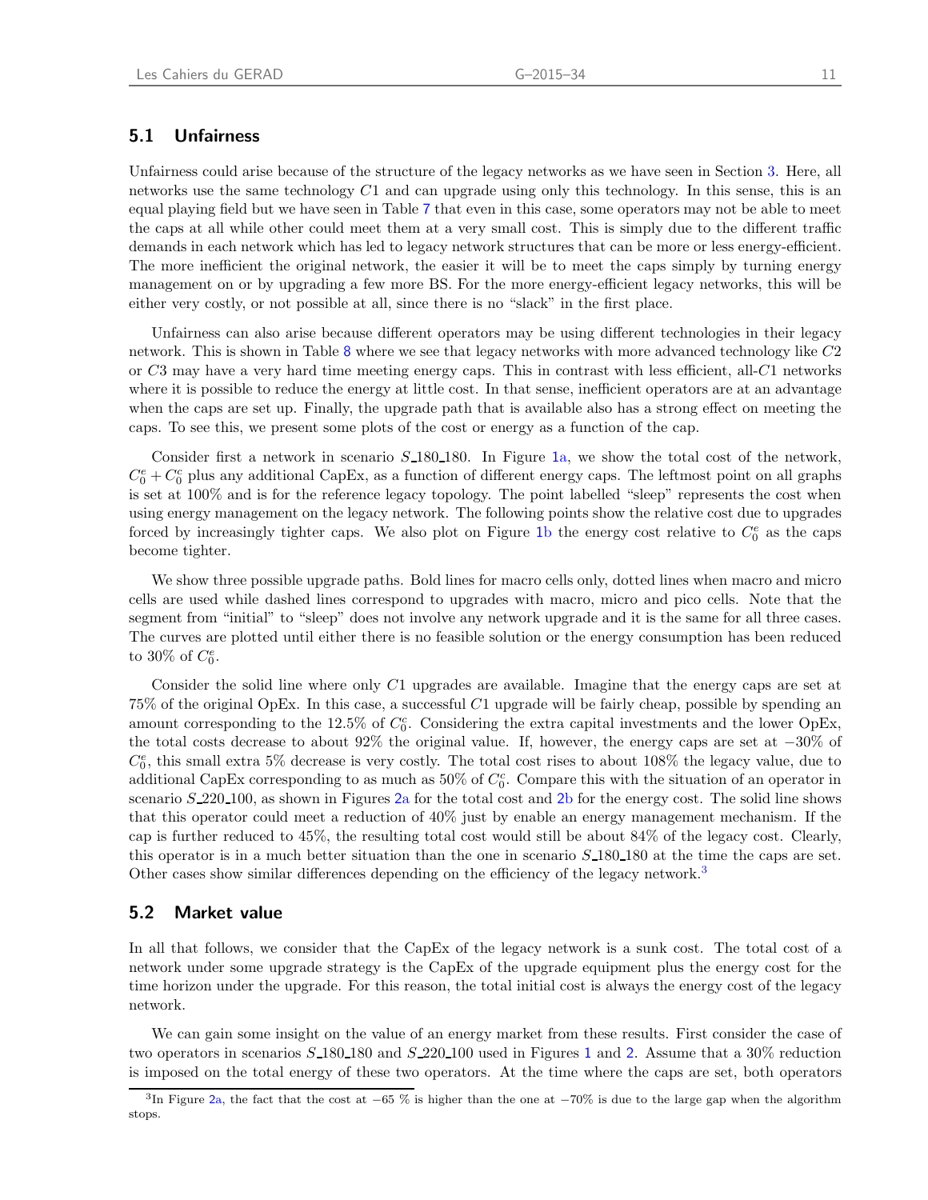## 5.1 Unfairness

Unfairness could arise because of the structure of the legacy networks as we have seen in Section 3. Here, all networks use the same technology $C1$ and can upgrade using only this technology. In this sense, this is an equal playing field but we have seen in Table 7 that even in this case, some operators may not be able to meet the caps at all while other could meet them at a very small cost. This is simply due to the different traffic demands in each network which has led to legacy network structures that can be more or less energy-efficient. The more inefficient the original network, the easier it will be to meet the caps simply by turning energy management on or by upgrading a few more BS. For the more energy-efficient legacy networks, this will be either very costly, or not possible at all, since there is no "slack" in the first place.

Unfairness can also arise because different operators may be using different technologies in their legacy network. This is shown in Table 8 where we see that legacy networks with more advanced technology like $C2$ or $C3$ may have a very hard time meeting energy caps. This in contrast with less efficient, all-$C1$ networks where it is possible to reduce the energy at little cost. In that sense, inefficient operators are at an advantage when the caps are set up. Finally, the upgrade path that is available also has a strong effect on meeting the caps. To see this, we present some plots of the cost or energy as a function of the cap.

Consider first a network in scenario $S\_180\_180$. In Figure 1a, we show the total cost of the network, $C_0^e + C_0^c$ plus any additional CapEx, as a function of different energy caps. The leftmost point on all graphs is set at 100% and is for the reference legacy topology. The point labelled "sleep" represents the cost when using energy management on the legacy network. The following points show the relative cost due to upgrades forced by increasingly tighter caps. We also plot on Figure 1b the energy cost relative to $C_0^e$ as the caps become tighter.

We show three possible upgrade paths. Bold lines for macro cells only, dotted lines when macro and micro cells are used while dashed lines correspond to upgrades with macro, micro and pico cells. Note that the segment from "initial" to "sleep" does not involve any network upgrade and it is the same for all three cases. The curves are plotted until either there is no feasible solution or the energy consumption has been reduced to 30% of $C_0^e$.

Consider the solid line where only $C1$ upgrades are available. Imagine that the energy caps are set at 75% of the original OpEx. In this case, a successful $C1$ upgrade will be fairly cheap, possible by spending an amount corresponding to the 12.5% of $C_0^e$. Considering the extra capital investments and the lower OpEx, the total costs decrease to about 92% the original value. If, however, the energy caps are set at $-30\%$ of $C_0^e$, this small extra 5% decrease is very costly. The total cost rises to about 108% the legacy value, due to additional CapEx corresponding to as much as 50% of $C_0^e$. Compare this with the situation of an operator in scenario $S\_220\_100$, as shown in Figures 2a for the total cost and 2b for the energy cost. The solid line shows that this operator could meet a reduction of 40% just by enable an energy management mechanism. If the cap is further reduced to 45%, the resulting total cost would still be about 84% of the legacy cost. Clearly, this operator is in a much better situation than the one in scenario $S\_180\_180$ at the time the caps are set. Other cases show similar differences depending on the efficiency of the legacy network.[3]

## 5.2 Market value

In all that follows, we consider that the CapEx of the legacy network is a sunk cost. The total cost of a network under some upgrade strategy is the CapEx of the upgrade equipment plus the energy cost for the time horizon under the upgrade. For this reason, the total initial cost is always the energy cost of the legacy network.

We can gain some insight on the value of an energy market from these results. First consider the case of two operators in scenarios $S\_180\_180$ and $S\_220\_100$ used in Figures 1 and 2. Assume that a 30% reduction is imposed on the total energy of these two operators. At the time where the caps are set, both operators

---

[3] In Figure 2a, the fact that the cost at $-65$ % is higher than the one at $-70$% is due to the large gap when the algorithm stops.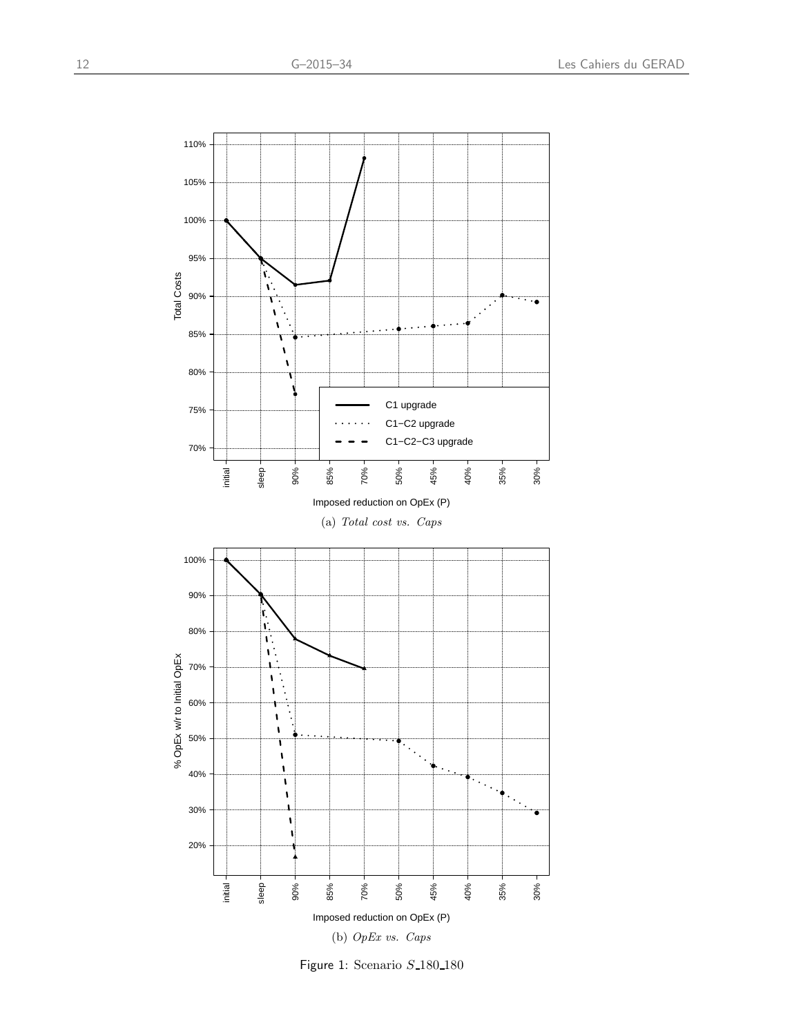(a) *Total cost vs. Caps*

(b) *OpEx vs. Caps*

Figure 1: Scenario $S\_180\_180$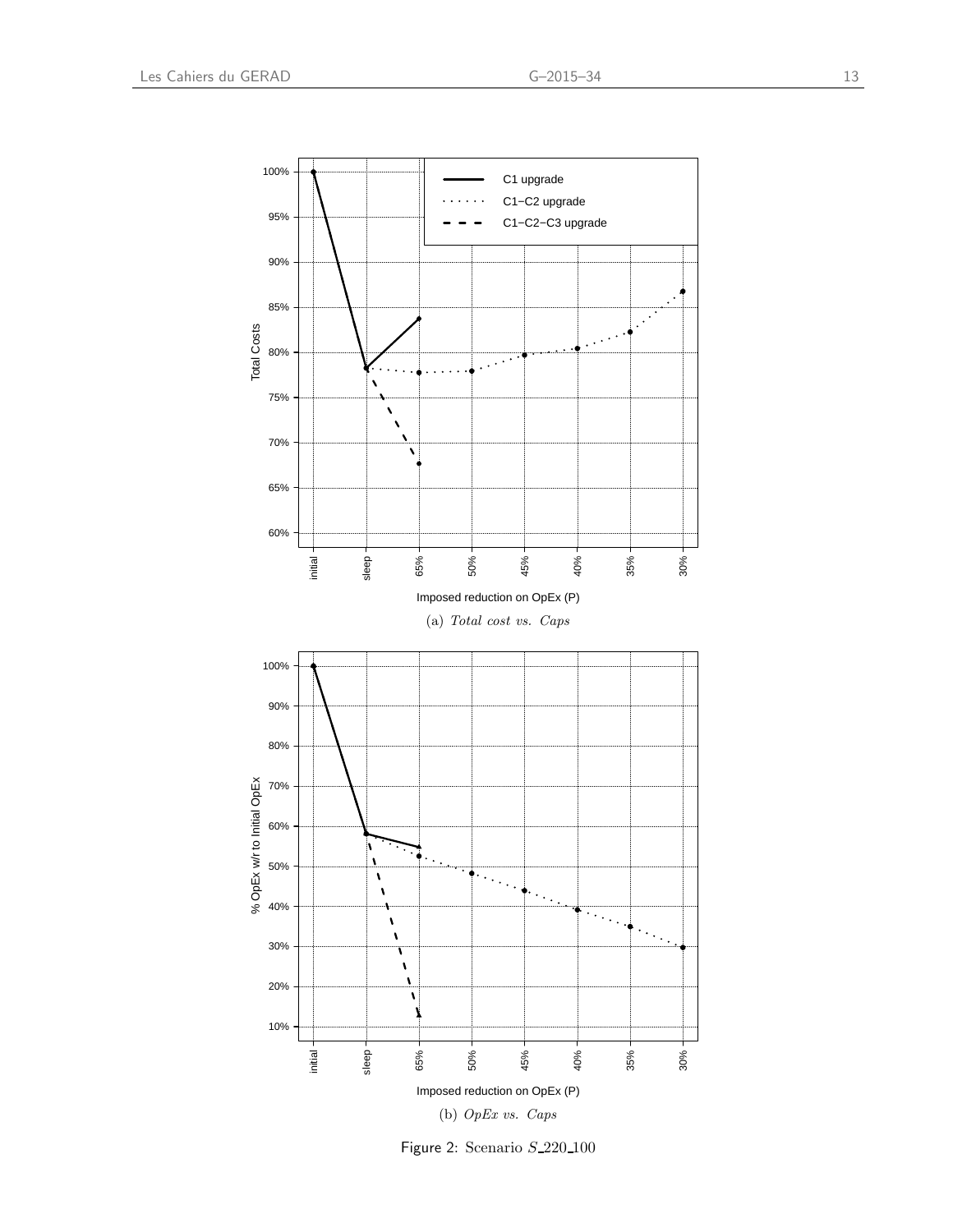(a) *Total cost vs. Caps*

(b) *OpEx vs. Caps*

Figure 2: Scenario $S\_220\_100$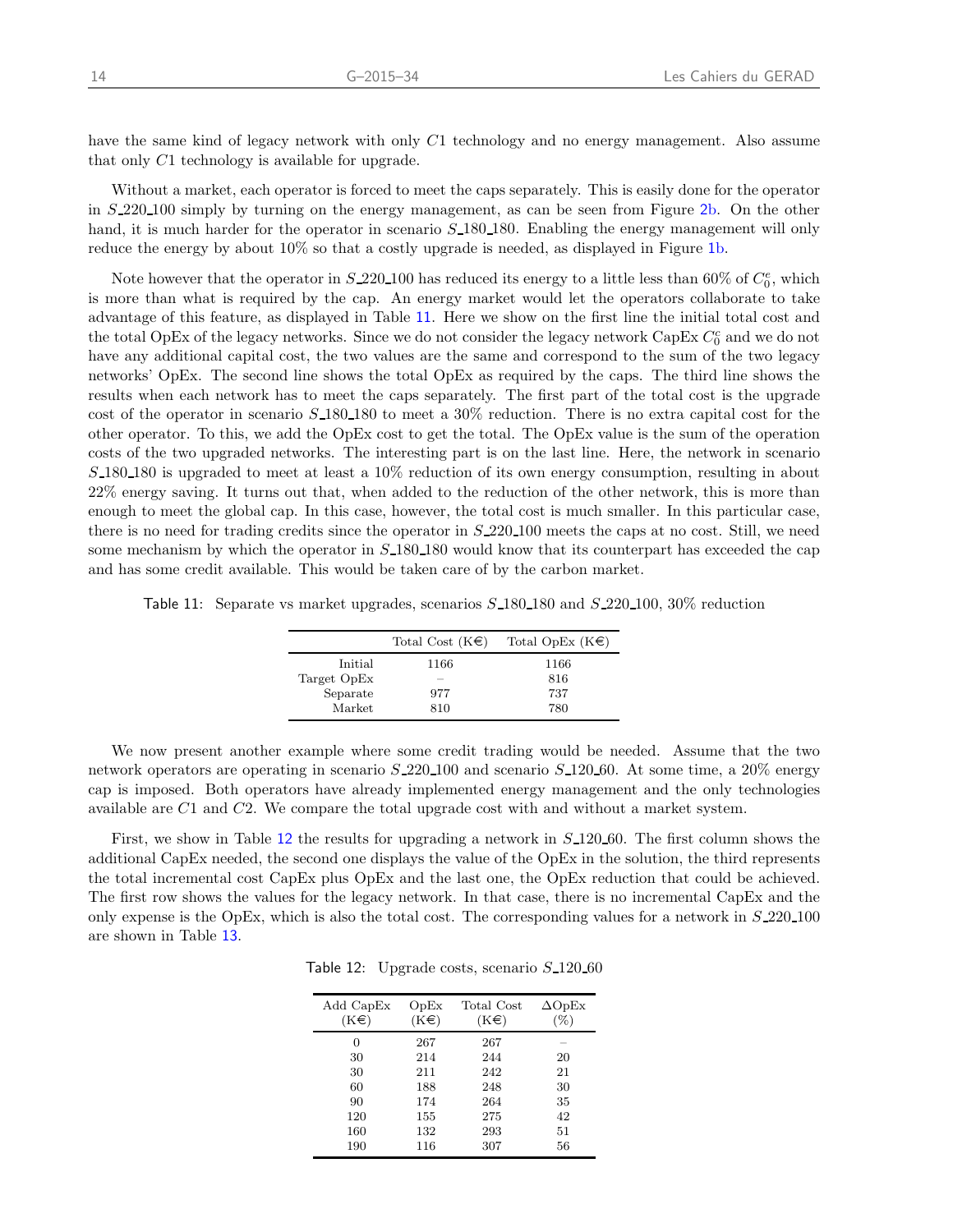have the same kind of legacy network with only $C1$ technology and no energy management. Also assume that only $C1$ technology is available for upgrade.

Without a market, each operator is forced to meet the caps separately. This is easily done for the operator in $S\_220\_100$ simply by turning on the energy management, as can be seen from Figure 2b. On the other hand, it is much harder for the operator in scenario $S\_180\_180$. Enabling the energy management will only reduce the energy by about 10% so that a costly upgrade is needed, as displayed in Figure 1b.

Note however that the operator in $S\_220\_100$ has reduced its energy to a little less than 60% of $C_0^e$, which is more than what is required by the cap. An energy market would let the operators collaborate to take advantage of this feature, as displayed in Table 11. Here we show on the first line the initial total cost and the total OpEx of the legacy networks. Since we do not consider the legacy network CapEx $C_0^c$ and we do not have any additional capital cost, the two values are the same and correspond to the sum of the two legacy networks' OpEx. The second line shows the total OpEx as required by the caps. The third line shows the results when each network has to meet the caps separately. The first part of the total cost is the upgrade cost of the operator in scenario $S\_180\_180$ to meet a 30% reduction. There is no extra capital cost for the other operator. To this, we add the OpEx cost to get the total. The OpEx value is the sum of the operation costs of the two upgraded networks. The interesting part is on the last line. Here, the network in scenario $S\_180\_180$ is upgraded to meet at least a 10% reduction of its own energy consumption, resulting in about 22% energy saving. It turns out that, when added to the reduction of the other network, this is more than enough to meet the global cap. In this case, however, the total cost is much smaller. In this particular case, there is no need for trading credits since the operator in $S\_220\_100$ meets the caps at no cost. Still, we need some mechanism by which the operator in $S\_180\_180$ would know that its counterpart has exceeded the cap and has some credit available. This would be taken care of by the carbon market.

Table 11: Separate vs market upgrades, scenarios $S\_180\_180$ and $S\_220\_100$, 30% reduction

| | Total Cost (K€) | Total OpEx (K€) |
|---|---|---|
| Initial | 1166 | 1166 |
| Target OpEx | – | 816 |
| Separate | 977 | 737 |
| Market | 810 | 780 |

We now present another example where some credit trading would be needed. Assume that the two network operators are operating in scenario $S\_220\_100$ and scenario $S\_120\_60$. At some time, a 20% energy cap is imposed. Both operators have already implemented energy management and the only technologies available are $C1$ and $C2$. We compare the total upgrade cost with and without a market system.

First, we show in Table 12 the results for upgrading a network in $S\_120\_60$. The first column shows the additional CapEx needed, the second one displays the value of the OpEx in the solution, the third represents the total incremental cost CapEx plus OpEx and the last one, the OpEx reduction that could be achieved. The first row shows the values for the legacy network. In that case, there is no incremental CapEx and the only expense is the OpEx, which is also the total cost. The corresponding values for a network in $S\_220\_100$ are shown in Table 13.

Table 12: Upgrade costs, scenario $S\_120\_60$

| Add CapEx (K€) | OpEx (K€) | Total Cost (K€) | $\Delta$OpEx (%) |
|---|---|---|---|
| 0 | 267 | 267 | – |
| 30 | 214 | 244 | 20 |
| 30 | 211 | 242 | 21 |
| 60 | 188 | 248 | 30 |
| 90 | 174 | 264 | 35 |
| 120 | 155 | 275 | 42 |
| 160 | 132 | 293 | 51 |
| 190 | 116 | 307 | 56 |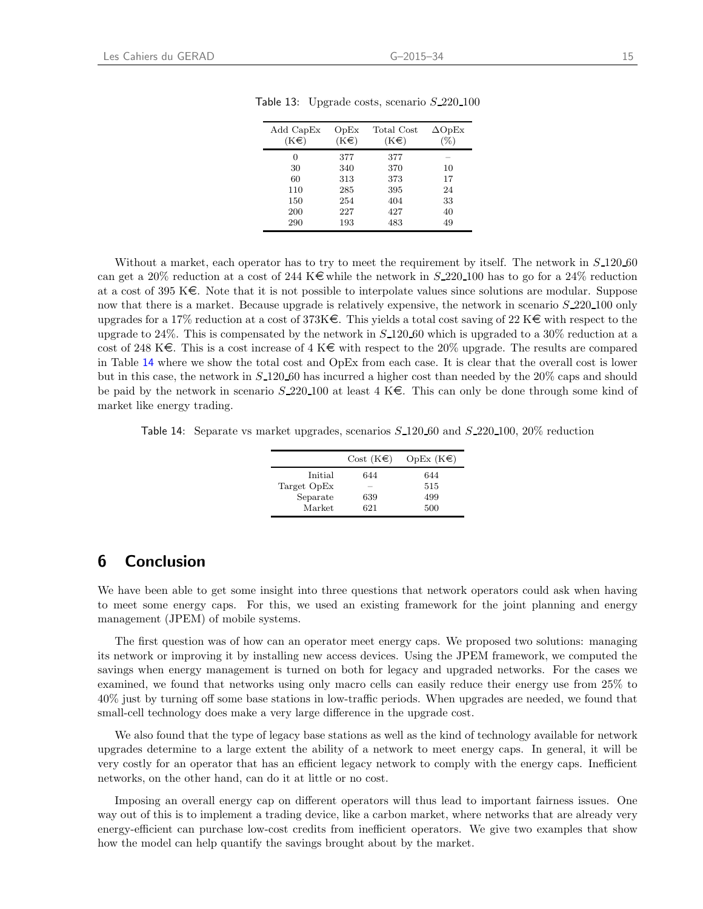Table 13: Upgrade costs, scenario $S\_220\_100$

| Add CapEx (K€) | OpEx (K€) | Total Cost (K€) | ΔOpEx (%) |
|---|---|---|---|
| 0 | 377 | 377 | – |
| 30 | 340 | 370 | 10 |
| 60 | 313 | 373 | 17 |
| 110 | 285 | 395 | 24 |
| 150 | 254 | 404 | 33 |
| 200 | 227 | 427 | 40 |
| 290 | 193 | 483 | 49 |

Without a market, each operator has to try to meet the requirement by itself. The network in $S\_120\_60$ can get a 20% reduction at a cost of 244 K€ while the network in $S\_220\_100$ has to go for a 24% reduction at a cost of 395 K€. Note that it is not possible to interpolate values since solutions are modular. Suppose now that there is a market. Because upgrade is relatively expensive, the network in scenario $S\_220\_100$ only upgrades for a 17% reduction at a cost of 373K€. This yields a total cost saving of 22 K€ with respect to the upgrade to 24%. This is compensated by the network in $S\_120\_60$ which is upgraded to a 30% reduction at a cost of 248 K€. This is a cost increase of 4 K€ with respect to the 20% upgrade. The results are compared in Table 14 where we show the total cost and OpEx from each case. It is clear that the overall cost is lower but in this case, the network in $S\_120\_60$ has incurred a higher cost than needed by the 20% caps and should be paid by the network in scenario $S\_220\_100$ at least 4 K€. This can only be done through some kind of market like energy trading.

Table 14: Separate vs market upgrades, scenarios $S\_120\_60$ and $S\_220\_100$, 20% reduction

| | Cost (K€) | OpEx (K€) |
|---|---|---|
| Initial | 644 | 644 |
| Target OpEx | – | 515 |
| Separate | 639 | 499 |
| Market | 621 | 500 |

## 6 Conclusion

We have been able to get some insight into three questions that network operators could ask when having to meet some energy caps. For this, we used an existing framework for the joint planning and energy management (JPEM) of mobile systems.

The first question was of how can an operator meet energy caps. We proposed two solutions: managing its network or improving it by installing new access devices. Using the JPEM framework, we computed the savings when energy management is turned on both for legacy and upgraded networks. For the cases we examined, we found that networks using only macro cells can easily reduce their energy use from 25% to 40% just by turning off some base stations in low-traffic periods. When upgrades are needed, we found that small-cell technology does make a very large difference in the upgrade cost.

We also found that the type of legacy base stations as well as the kind of technology available for network upgrades determine to a large extent the ability of a network to meet energy caps. In general, it will be very costly for an operator that has an efficient legacy network to comply with the energy caps. Inefficient networks, on the other hand, can do it at little or no cost.

Imposing an overall energy cap on different operators will thus lead to important fairness issues. One way out of this is to implement a trading device, like a carbon market, where networks that are already very energy-efficient can purchase low-cost credits from inefficient operators. We give two examples that show how the model can help quantify the savings brought about by the market.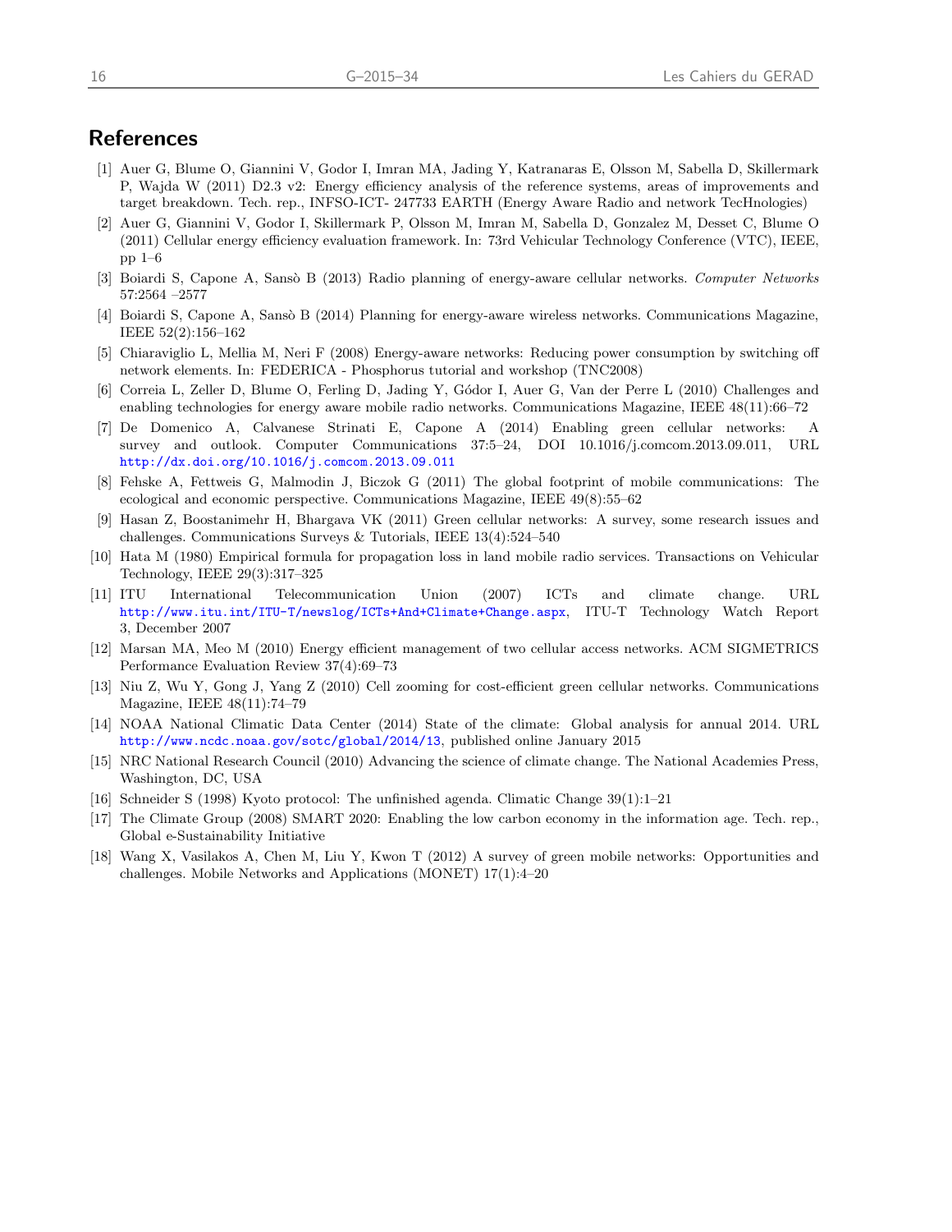## References

[1] Auer G, Blume O, Giannini V, Godor I, Imran MA, Jading Y, Katranaras E, Olsson M, Sabella D, Skillermark P, Wajda W (2011) D2.3 v2: Energy efficiency analysis of the reference systems, areas of improvements and target breakdown. Tech. rep., INFSO-ICT- 247733 EARTH (Energy Aware Radio and network TecHnologies)

[2] Auer G, Giannini V, Godor I, Skillermark P, Olsson M, Imran M, Sabella D, Gonzalez M, Desset C, Blume O (2011) Cellular energy efficiency evaluation framework. In: 73rd Vehicular Technology Conference (VTC), IEEE, pp 1–6

[3] Boiardi S, Capone A, Sansò B (2013) Radio planning of energy-aware cellular networks. *Computer Networks* 57:2564 –2577

[4] Boiardi S, Capone A, Sansò B (2014) Planning for energy-aware wireless networks. Communications Magazine, IEEE 52(2):156–162

[5] Chiaraviglio L, Mellia M, Neri F (2008) Energy-aware networks: Reducing power consumption by switching off network elements. In: FEDERICA - Phosphorus tutorial and workshop (TNC2008)

[6] Correia L, Zeller D, Blume O, Ferling D, Jading Y, Gódor I, Auer G, Van der Perre L (2010) Challenges and enabling technologies for energy aware mobile radio networks. Communications Magazine, IEEE 48(11):66–72

[7] De Domenico A, Calvanese Strinati E, Capone A (2014) Enabling green cellular networks: A survey and outlook. Computer Communications 37:5–24, DOI 10.1016/j.comcom.2013.09.011, URL http://dx.doi.org/10.1016/j.comcom.2013.09.011

[8] Fehske A, Fettweis G, Malmodin J, Biczok G (2011) The global footprint of mobile communications: The ecological and economic perspective. Communications Magazine, IEEE 49(8):55–62

[9] Hasan Z, Boostanimehr H, Bhargava VK (2011) Green cellular networks: A survey, some research issues and challenges. Communications Surveys & Tutorials, IEEE 13(4):524–540

[10] Hata M (1980) Empirical formula for propagation loss in land mobile radio services. Transactions on Vehicular Technology, IEEE 29(3):317–325

[11] ITU International Telecommunication Union (2007) ICTs and climate change. URL http://www.itu.int/ITU-T/newslog/ICTs+And+Climate+Change.aspx, ITU-T Technology Watch Report 3, December 2007

[12] Marsan MA, Meo M (2010) Energy efficient management of two cellular access networks. ACM SIGMETRICS Performance Evaluation Review 37(4):69–73

[13] Niu Z, Wu Y, Gong J, Yang Z (2010) Cell zooming for cost-efficient green cellular networks. Communications Magazine, IEEE 48(11):74–79

[14] NOAA National Climatic Data Center (2014) State of the climate: Global analysis for annual 2014. URL http://www.ncdc.noaa.gov/sotc/global/2014/13, published online January 2015

[15] NRC National Research Council (2010) Advancing the science of climate change. The National Academies Press, Washington, DC, USA

[16] Schneider S (1998) Kyoto protocol: The unfinished agenda. Climatic Change 39(1):1–21

[17] The Climate Group (2008) SMART 2020: Enabling the low carbon economy in the information age. Tech. rep., Global e-Sustainability Initiative

[18] Wang X, Vasilakos A, Chen M, Liu Y, Kwon T (2012) A survey of green mobile networks: Opportunities and challenges. Mobile Networks and Applications (MONET) 17(1):4–20